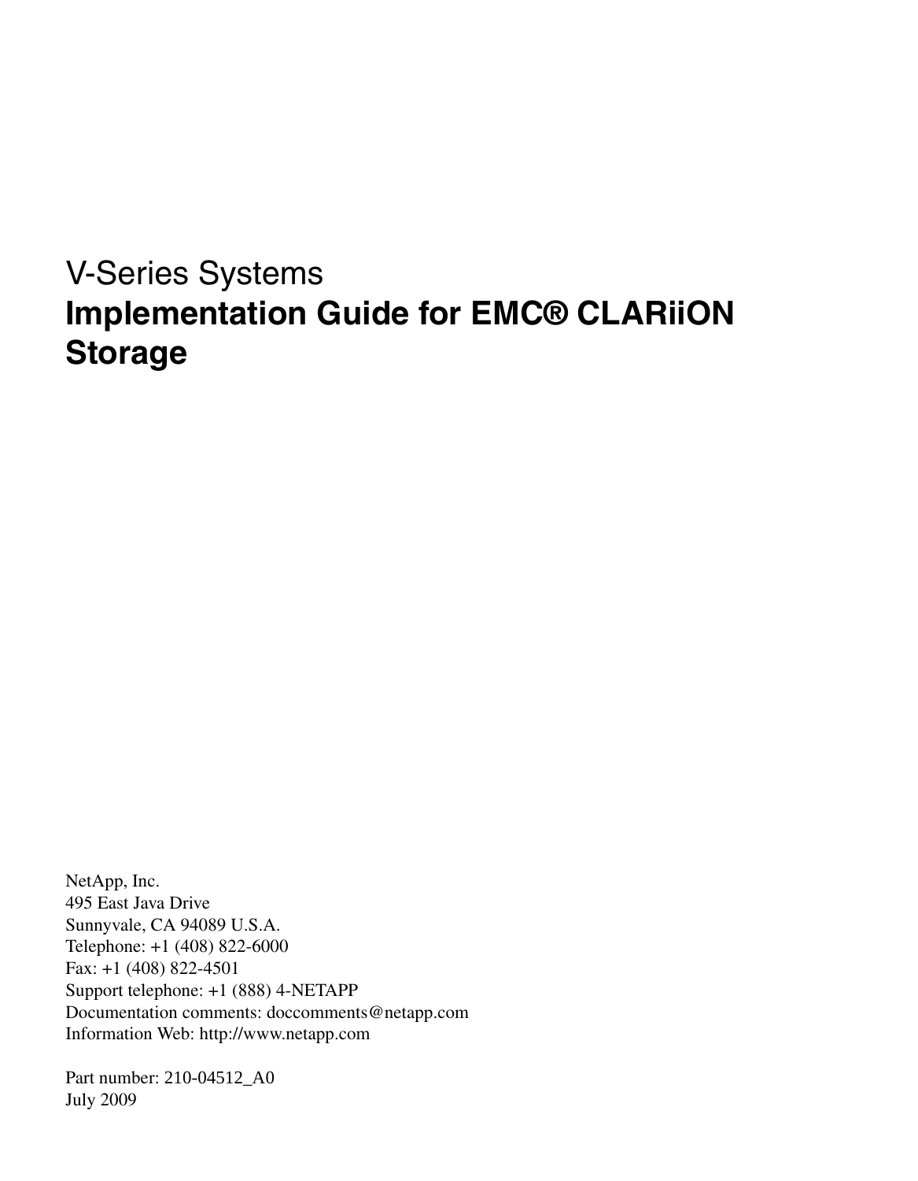V-Series Systems

# Implementation Guide for EMC® CLARiiON Storage

NetApp, Inc.
495 East Java Drive
Sunnyvale, CA 94089 U.S.A.
Telephone: +1 (408) 822-6000
Fax: +1 (408) 822-4501
Support telephone: +1 (888) 4-NETAPP
Documentation comments: doccomments@netapp.com
Information Web: http://www.netapp.com

Part number: 210-04512_A0
July 2009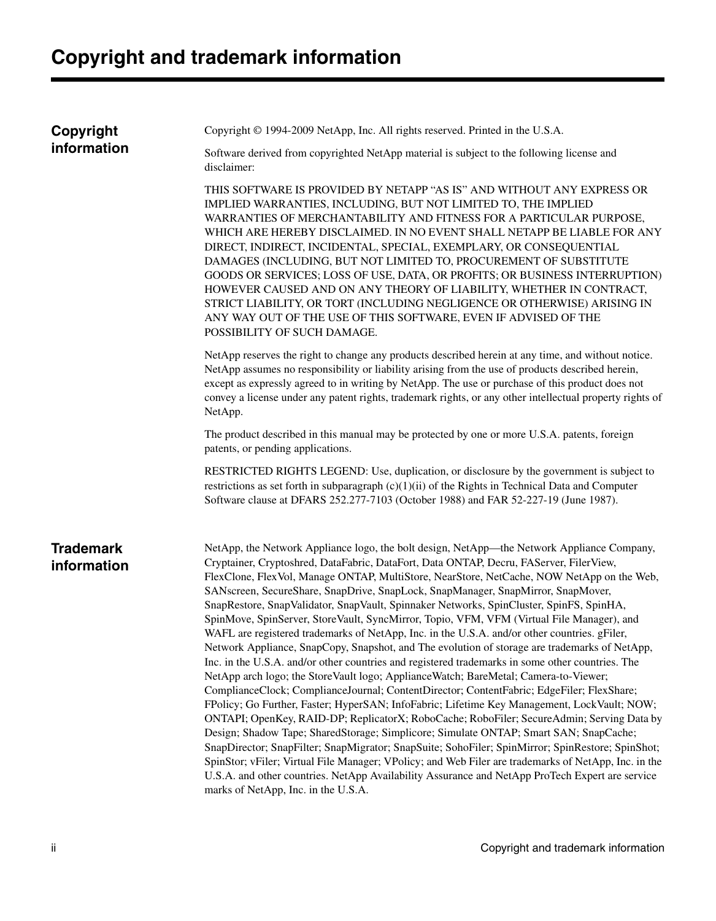# Copyright and trademark information

## Copyright information

Copyright © 1994-2009 NetApp, Inc. All rights reserved. Printed in the U.S.A.

Software derived from copyrighted NetApp material is subject to the following license and disclaimer:

THIS SOFTWARE IS PROVIDED BY NETAPP "AS IS" AND WITHOUT ANY EXPRESS OR IMPLIED WARRANTIES, INCLUDING, BUT NOT LIMITED TO, THE IMPLIED WARRANTIES OF MERCHANTABILITY AND FITNESS FOR A PARTICULAR PURPOSE, WHICH ARE HEREBY DISCLAIMED. IN NO EVENT SHALL NETAPP BE LIABLE FOR ANY DIRECT, INDIRECT, INCIDENTAL, SPECIAL, EXEMPLARY, OR CONSEQUENTIAL DAMAGES (INCLUDING, BUT NOT LIMITED TO, PROCUREMENT OF SUBSTITUTE GOODS OR SERVICES; LOSS OF USE, DATA, OR PROFITS; OR BUSINESS INTERRUPTION) HOWEVER CAUSED AND ON ANY THEORY OF LIABILITY, WHETHER IN CONTRACT, STRICT LIABILITY, OR TORT (INCLUDING NEGLIGENCE OR OTHERWISE) ARISING IN ANY WAY OUT OF THE USE OF THIS SOFTWARE, EVEN IF ADVISED OF THE POSSIBILITY OF SUCH DAMAGE.

NetApp reserves the right to change any products described herein at any time, and without notice. NetApp assumes no responsibility or liability arising from the use of products described herein, except as expressly agreed to in writing by NetApp. The use or purchase of this product does not convey a license under any patent rights, trademark rights, or any other intellectual property rights of NetApp.

The product described in this manual may be protected by one or more U.S.A. patents, foreign patents, or pending applications.

RESTRICTED RIGHTS LEGEND: Use, duplication, or disclosure by the government is subject to restrictions as set forth in subparagraph (c)(1)(ii) of the Rights in Technical Data and Computer Software clause at DFARS 252.277-7103 (October 1988) and FAR 52-227-19 (June 1987).

## Trademark information

NetApp, the Network Appliance logo, the bolt design, NetApp—the Network Appliance Company, Cryptainer, Cryptoshred, DataFabric, DataFort, Data ONTAP, Decru, FAServer, FilerView, FlexClone, FlexVol, Manage ONTAP, MultiStore, NearStore, NetCache, NOW NetApp on the Web, SANscreen, SecureShare, SnapDrive, SnapLock, SnapManager, SnapMirror, SnapMover, SnapRestore, SnapValidator, SnapVault, Spinnaker Networks, SpinCluster, SpinFS, SpinHA, SpinMove, SpinServer, StoreVault, SyncMirror, Topio, VFM, VFM (Virtual File Manager), and WAFL are registered trademarks of NetApp, Inc. in the U.S.A. and/or other countries. gFiler, Network Appliance, SnapCopy, Snapshot, and The evolution of storage are trademarks of NetApp, Inc. in the U.S.A. and/or other countries and registered trademarks in some other countries. The NetApp arch logo; the StoreVault logo; ApplianceWatch; BareMetal; Camera-to-Viewer; ComplianceClock; ComplianceJournal; ContentDirector; ContentFabric; EdgeFiler; FlexShare; FPolicy; Go Further, Faster; HyperSAN; InfoFabric; Lifetime Key Management, LockVault; NOW; ONTAPI; OpenKey, RAID-DP; ReplicatorX; RoboCache; RoboFiler; SecureAdmin; Serving Data by Design; Shadow Tape; SharedStorage; Simplicore; Simulate ONTAP; Smart SAN; SnapCache; SnapDirector; SnapFilter; SnapMigrator; SnapSuite; SohoFiler; SpinMirror; SpinRestore; SpinShot; SpinStor; vFiler; Virtual File Manager; VPolicy; and Web Filer are trademarks of NetApp, Inc. in the U.S.A. and other countries. NetApp Availability Assurance and NetApp ProTech Expert are service marks of NetApp, Inc. in the U.S.A.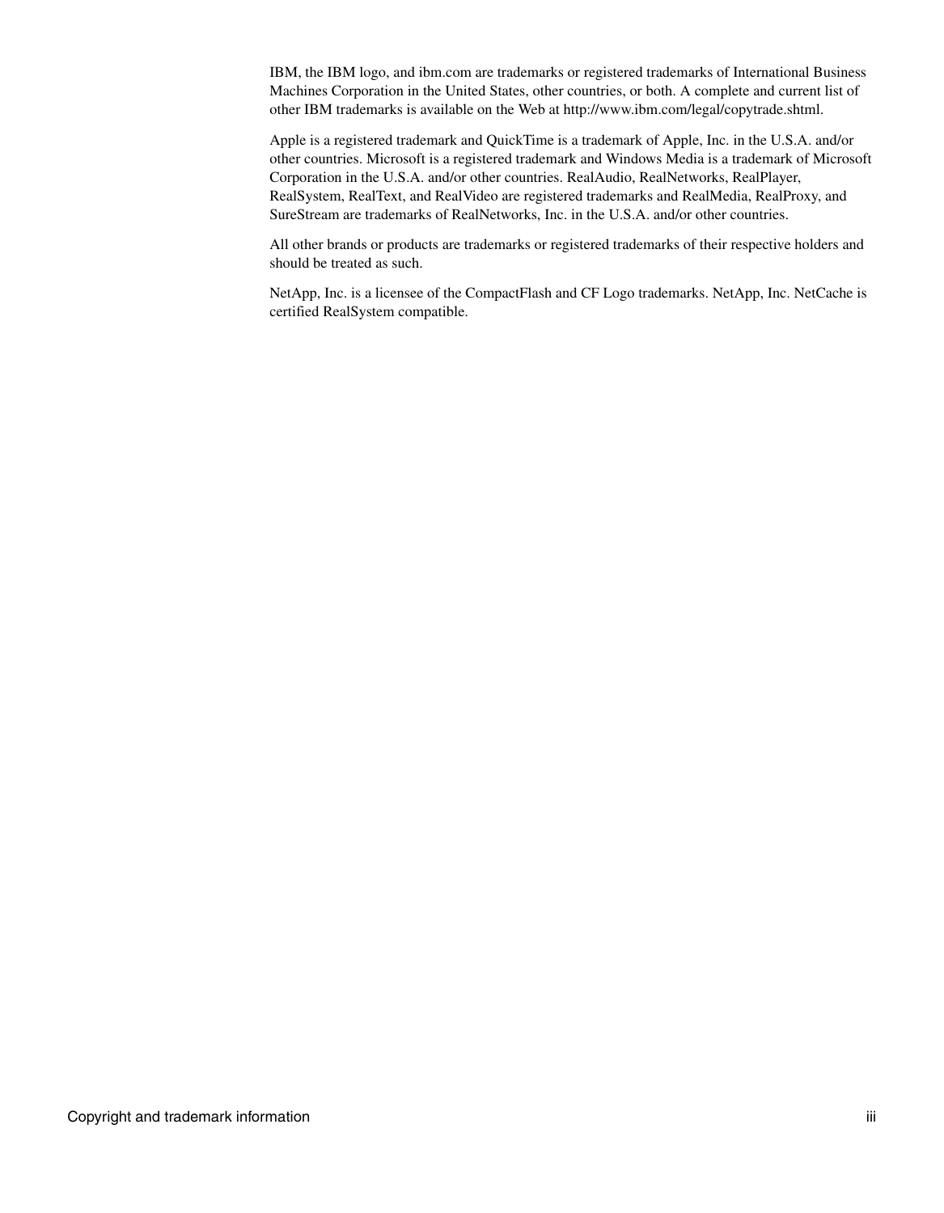IBM, the IBM logo, and ibm.com are trademarks or registered trademarks of International Business Machines Corporation in the United States, other countries, or both. A complete and current list of other IBM trademarks is available on the Web at http://www.ibm.com/legal/copytrade.shtml.

Apple is a registered trademark and QuickTime is a trademark of Apple, Inc. in the U.S.A. and/or other countries. Microsoft is a registered trademark and Windows Media is a trademark of Microsoft Corporation in the U.S.A. and/or other countries. RealAudio, RealNetworks, RealPlayer, RealSystem, RealText, and RealVideo are registered trademarks and RealMedia, RealProxy, and SureStream are trademarks of RealNetworks, Inc. in the U.S.A. and/or other countries.

All other brands or products are trademarks or registered trademarks of their respective holders and should be treated as such.

NetApp, Inc. is a licensee of the CompactFlash and CF Logo trademarks. NetApp, Inc. NetCache is certified RealSystem compatible.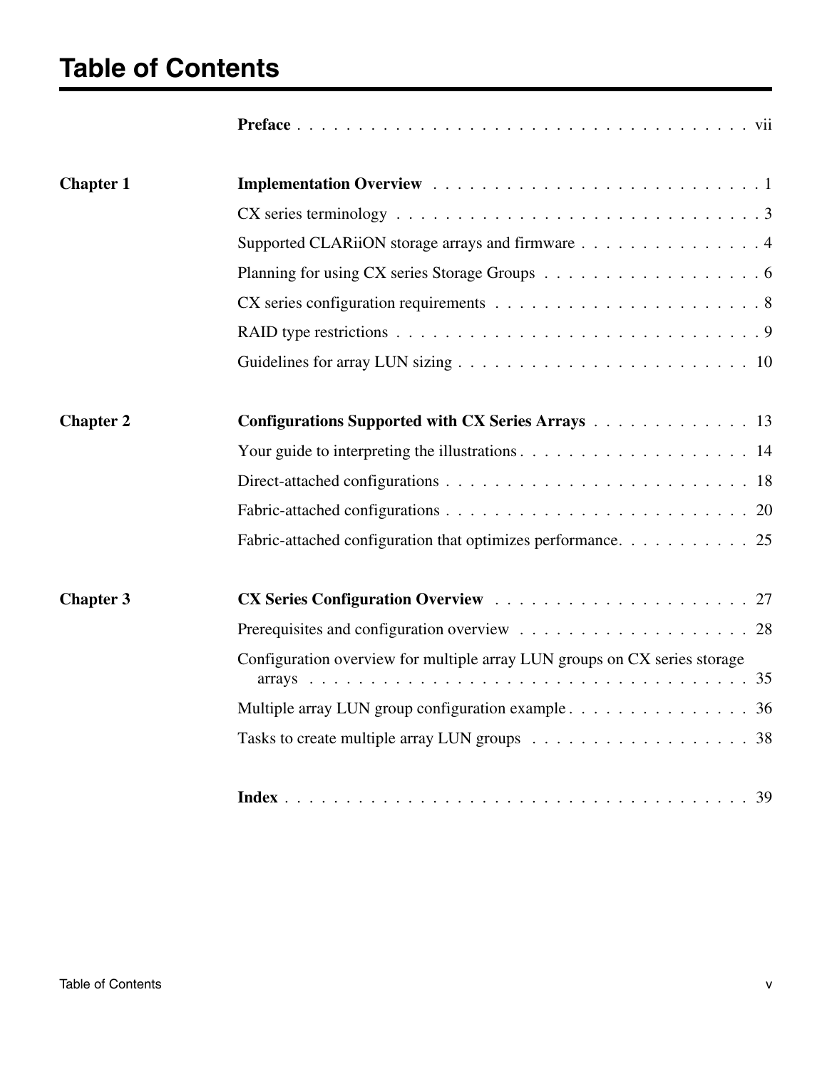# Table of Contents

**Preface** . . . . . . . . . . . . . . . . . . . . . . . . . . . . . . . . . . . . . vii

**Chapter 1** **Implementation Overview** . . . . . . . . . . . . . . . . . . . . . . . . . . . 1

CX series terminology . . . . . . . . . . . . . . . . . . . . . . . . . . . . . . 3

Supported CLARiiON storage arrays and firmware . . . . . . . . . . . . . . . 4

Planning for using CX series Storage Groups . . . . . . . . . . . . . . . . . . 6

CX series configuration requirements . . . . . . . . . . . . . . . . . . . . . . 8

RAID type restrictions . . . . . . . . . . . . . . . . . . . . . . . . . . . . . . 9

Guidelines for array LUN sizing . . . . . . . . . . . . . . . . . . . . . . . . 10

**Chapter 2** **Configurations Supported with CX Series Arrays** . . . . . . . . . . . . . 13

Your guide to interpreting the illustrations . . . . . . . . . . . . . . . . . . . 14

Direct-attached configurations . . . . . . . . . . . . . . . . . . . . . . . . . 18

Fabric-attached configurations . . . . . . . . . . . . . . . . . . . . . . . . . 20

Fabric-attached configuration that optimizes performance. . . . . . . . . . . 25

**Chapter 3** **CX Series Configuration Overview** . . . . . . . . . . . . . . . . . . . . . 27

Prerequisites and configuration overview . . . . . . . . . . . . . . . . . . . 28

Configuration overview for multiple array LUN groups on CX series storage arrays . . . . . . . . . . . . . . . . . . . . . . . . . . . . . . . . . . . . . 35

Multiple array LUN group configuration example . . . . . . . . . . . . . . . 36

Tasks to create multiple array LUN groups . . . . . . . . . . . . . . . . . . 38

**Index** . . . . . . . . . . . . . . . . . . . . . . . . . . . . . . . . . . . . . 39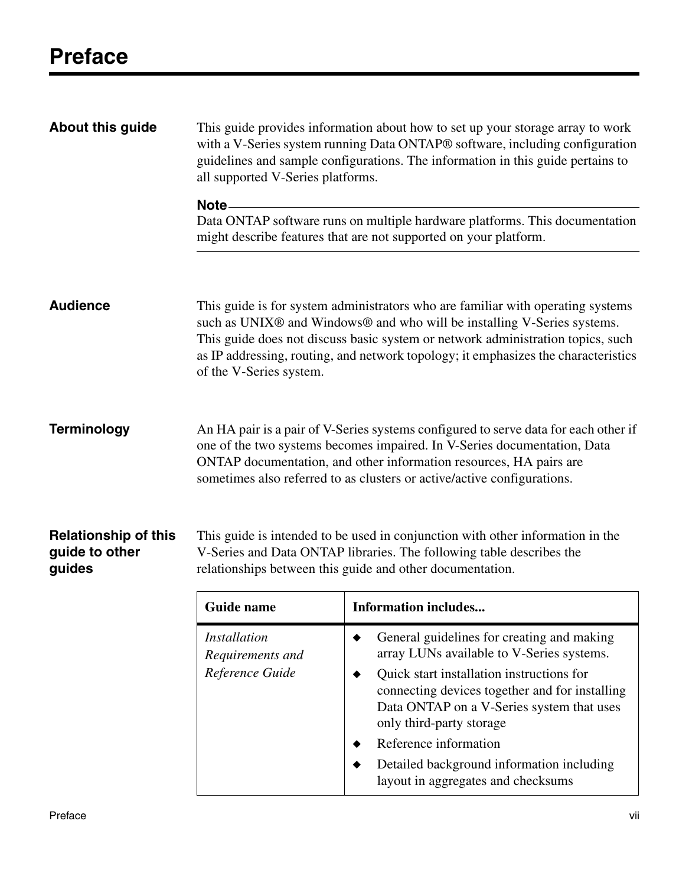# Preface

## About this guide

This guide provides information about how to set up your storage array to work with a V-Series system running Data ONTAP® software, including configuration guidelines and sample configurations. The information in this guide pertains to all supported V-Series platforms.

**Note**

Data ONTAP software runs on multiple hardware platforms. This documentation might describe features that are not supported on your platform.

## Audience

This guide is for system administrators who are familiar with operating systems such as UNIX® and Windows® and who will be installing V-Series systems. This guide does not discuss basic system or network administration topics, such as IP addressing, routing, and network topology; it emphasizes the characteristics of the V-Series system.

## Terminology

An HA pair is a pair of V-Series systems configured to serve data for each other if one of the two systems becomes impaired. In V-Series documentation, Data ONTAP documentation, and other information resources, HA pairs are sometimes also referred to as clusters or active/active configurations.

## Relationship of this guide to other guides

This guide is intended to be used in conjunction with other information in the V-Series and Data ONTAP libraries. The following table describes the relationships between this guide and other documentation.

| Guide name | Information includes... |
|---|---|
| *Installation Requirements and Reference Guide* | ◆ General guidelines for creating and making array LUNs available to V-Series systems.<br>◆ Quick start installation instructions for connecting devices together and for installing Data ONTAP on a V-Series system that uses only third-party storage<br>◆ Reference information<br>◆ Detailed background information including layout in aggregates and checksums |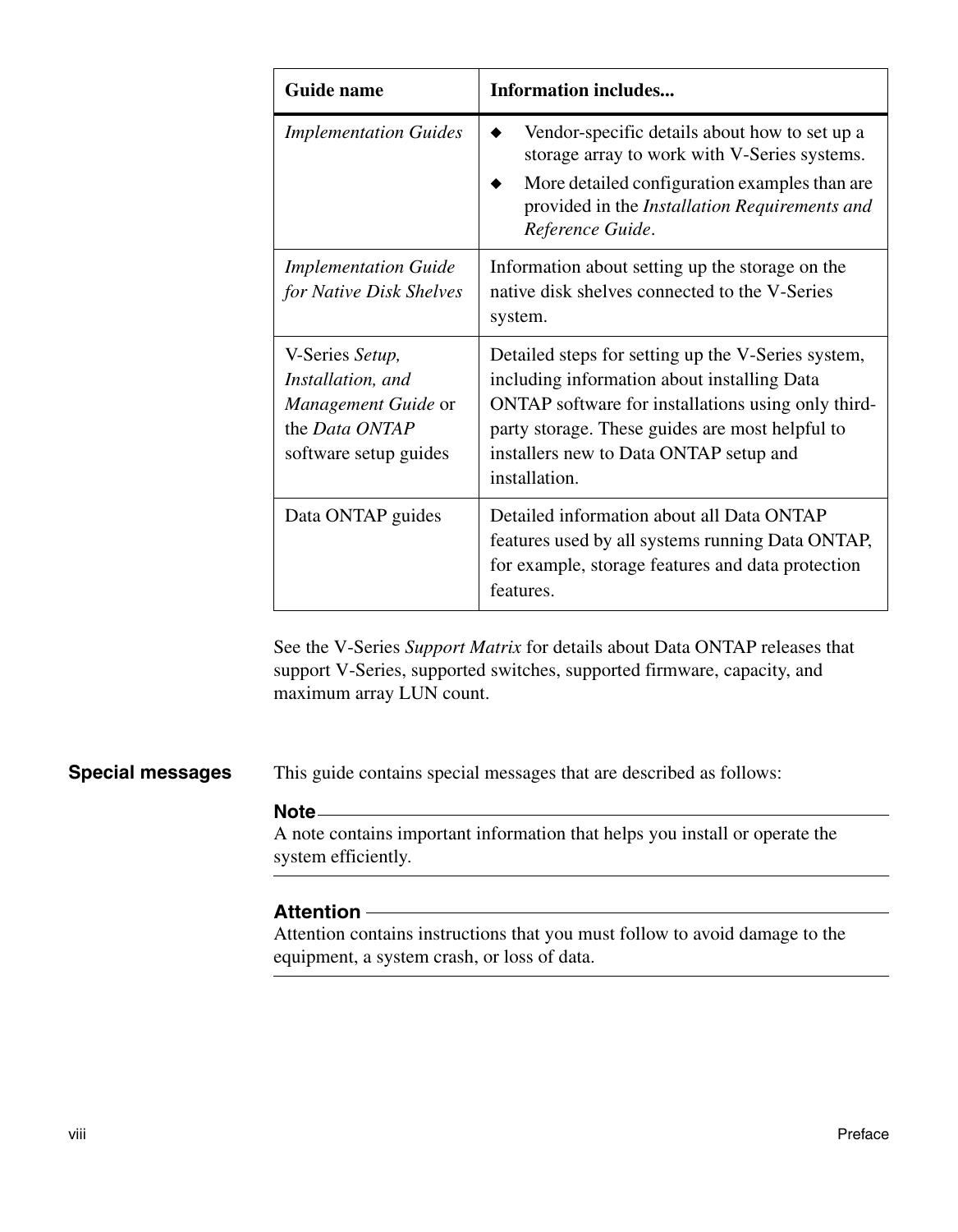| Guide name | Information includes... |
|---|---|
| *Implementation Guides* | ◆ Vendor-specific details about how to set up a storage array to work with V-Series systems.<br>◆ More detailed configuration examples than are provided in the *Installation Requirements and Reference Guide*. |
| *Implementation Guide for Native Disk Shelves* | Information about setting up the storage on the native disk shelves connected to the V-Series system. |
| V-Series *Setup, Installation, and Management Guide* or the *Data ONTAP* software setup guides | Detailed steps for setting up the V-Series system, including information about installing Data ONTAP software for installations using only third-party storage. These guides are most helpful to installers new to Data ONTAP setup and installation. |
| Data ONTAP guides | Detailed information about all Data ONTAP features used by all systems running Data ONTAP, for example, storage features and data protection features. |

See the V-Series *Support Matrix* for details about Data ONTAP releases that support V-Series, supported switches, supported firmware, capacity, and maximum array LUN count.

## Special messages

This guide contains special messages that are described as follows:

**Note**

A note contains important information that helps you install or operate the system efficiently.

**Attention**

Attention contains instructions that you must follow to avoid damage to the equipment, a system crash, or loss of data.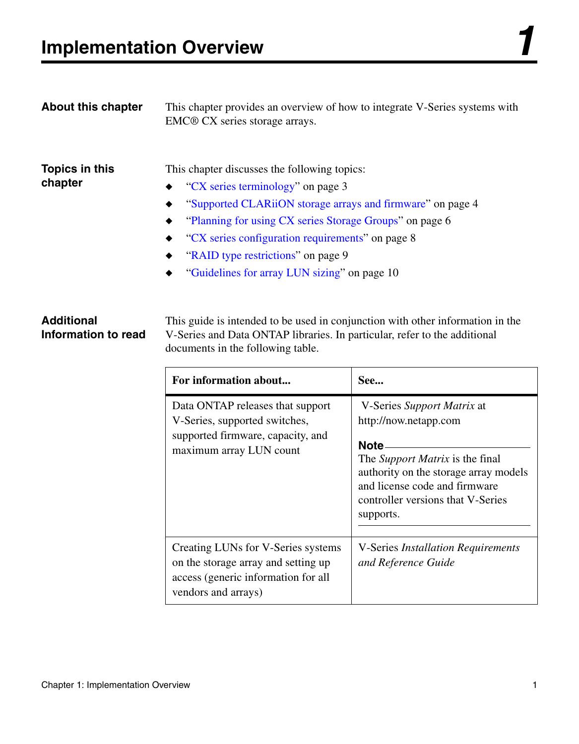# Implementation Overview 1

## About this chapter

This chapter provides an overview of how to integrate V-Series systems with EMC® CX series storage arrays.

## Topics in this chapter

This chapter discusses the following topics:

- "CX series terminology" on page 3
- "Supported CLARiiON storage arrays and firmware" on page 4
- "Planning for using CX series Storage Groups" on page 6
- "CX series configuration requirements" on page 8
- "RAID type restrictions" on page 9
- "Guidelines for array LUN sizing" on page 10

## Additional Information to read

This guide is intended to be used in conjunction with other information in the V-Series and Data ONTAP libraries. In particular, refer to the additional documents in the following table.

| For information about... | See... |
|---|---|
| Data ONTAP releases that support V-Series, supported switches, supported firmware, capacity, and maximum array LUN count | V-Series *Support Matrix* at http://now.netapp.com<br><br>**Note**<br>The *Support Matrix* is the final authority on the storage array models and license code and firmware controller versions that V-Series supports. |
| Creating LUNs for V-Series systems on the storage array and setting up access (generic information for all vendors and arrays) | V-Series *Installation Requirements and Reference Guide* |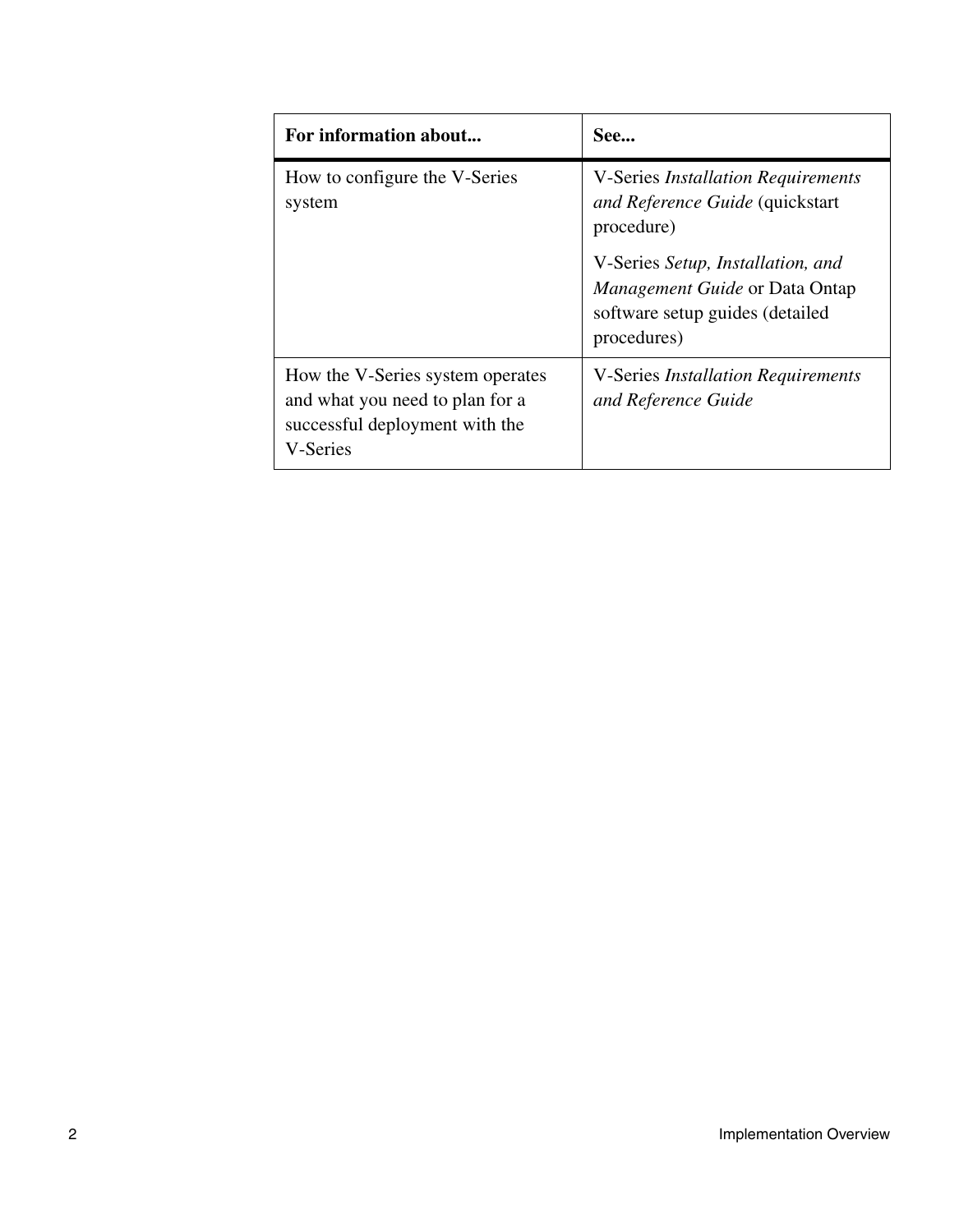| For information about... | See... |
|---|---|
| How to configure the V-Series system | V-Series *Installation Requirements and Reference Guide* (quickstart procedure)<br><br>V-Series *Setup, Installation, and Management Guide* or Data Ontap software setup guides (detailed procedures) |
| How the V-Series system operates and what you need to plan for a successful deployment with the V-Series | V-Series *Installation Requirements and Reference Guide* |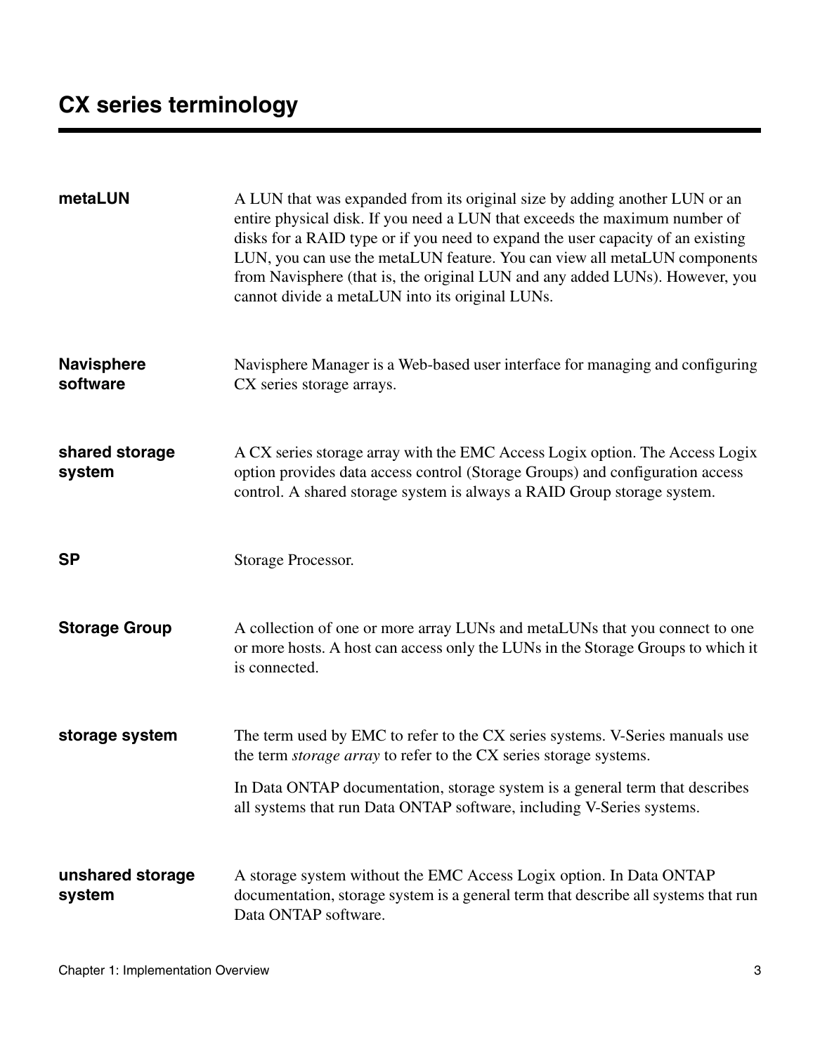# CX series terminology

**metaLUN**

A LUN that was expanded from its original size by adding another LUN or an entire physical disk. If you need a LUN that exceeds the maximum number of disks for a RAID type or if you need to expand the user capacity of an existing LUN, you can use the metaLUN feature. You can view all metaLUN components from Navisphere (that is, the original LUN and any added LUNs). However, you cannot divide a metaLUN into its original LUNs.

**Navisphere software**

Navisphere Manager is a Web-based user interface for managing and configuring CX series storage arrays.

**shared storage system**

A CX series storage array with the EMC Access Logix option. The Access Logix option provides data access control (Storage Groups) and configuration access control. A shared storage system is always a RAID Group storage system.

**SP**

Storage Processor.

**Storage Group**

A collection of one or more array LUNs and metaLUNs that you connect to one or more hosts. A host can access only the LUNs in the Storage Groups to which it is connected.

**storage system**

The term used by EMC to refer to the CX series systems. V-Series manuals use the term *storage array* to refer to the CX series storage systems.

In Data ONTAP documentation, storage system is a general term that describes all systems that run Data ONTAP software, including V-Series systems.

**unshared storage system**

A storage system without the EMC Access Logix option. In Data ONTAP documentation, storage system is a general term that describe all systems that run Data ONTAP software.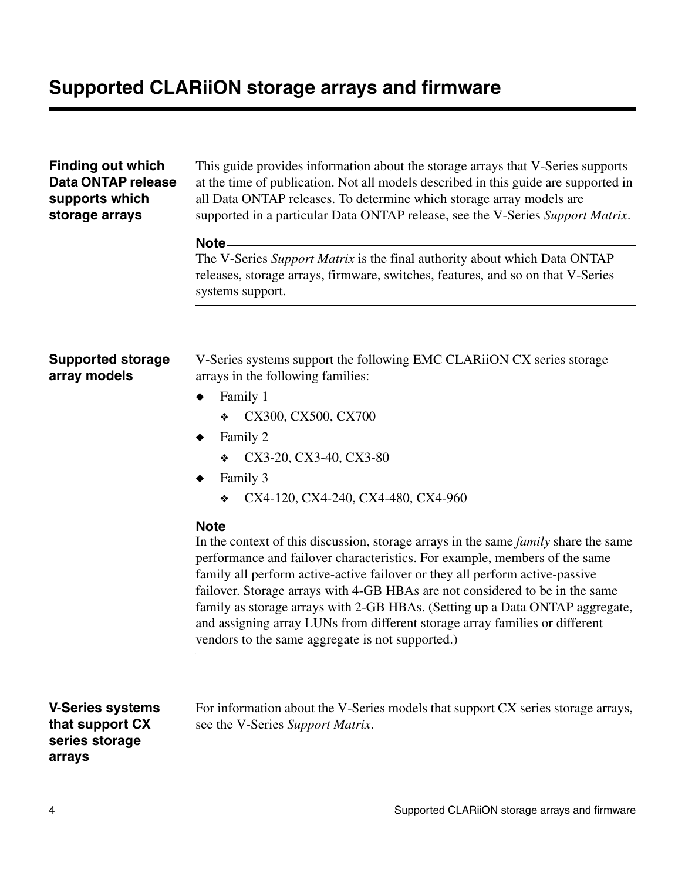# Supported CLARiiON storage arrays and firmware

### Finding out which Data ONTAP release supports which storage arrays

This guide provides information about the storage arrays that V-Series supports at the time of publication. Not all models described in this guide are supported in all Data ONTAP releases. To determine which storage array models are supported in a particular Data ONTAP release, see the V-Series *Support Matrix*.

**Note**

The V-Series *Support Matrix* is the final authority about which Data ONTAP releases, storage arrays, firmware, switches, features, and so on that V-Series systems support.

### Supported storage array models

V-Series systems support the following EMC CLARiiON CX series storage arrays in the following families:

- Family 1
  - CX300, CX500, CX700
- Family 2
  - CX3-20, CX3-40, CX3-80
- Family 3
  - CX4-120, CX4-240, CX4-480, CX4-960

**Note**

In the context of this discussion, storage arrays in the same *family* share the same performance and failover characteristics. For example, members of the same family all perform active-active failover or they all perform active-passive failover. Storage arrays with 4-GB HBAs are not considered to be in the same family as storage arrays with 2-GB HBAs. (Setting up a Data ONTAP aggregate, and assigning array LUNs from different storage array families or different vendors to the same aggregate is not supported.)

### V-Series systems that support CX series storage arrays

For information about the V-Series models that support CX series storage arrays, see the V-Series *Support Matrix*.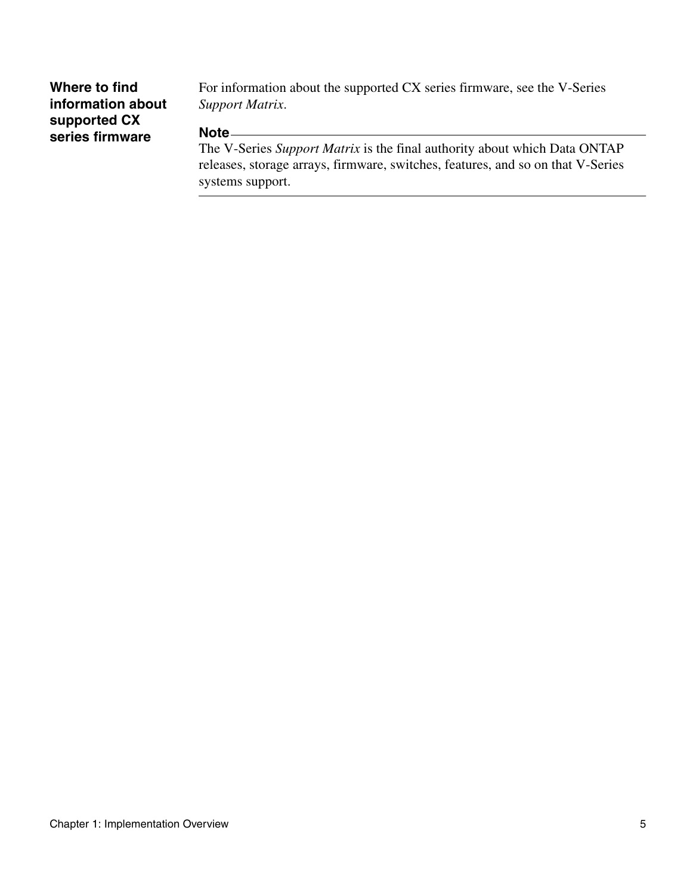### Where to find information about supported CX series firmware

For information about the supported CX series firmware, see the V-Series *Support Matrix*.

**Note**

The V-Series *Support Matrix* is the final authority about which Data ONTAP releases, storage arrays, firmware, switches, features, and so on that V-Series systems support.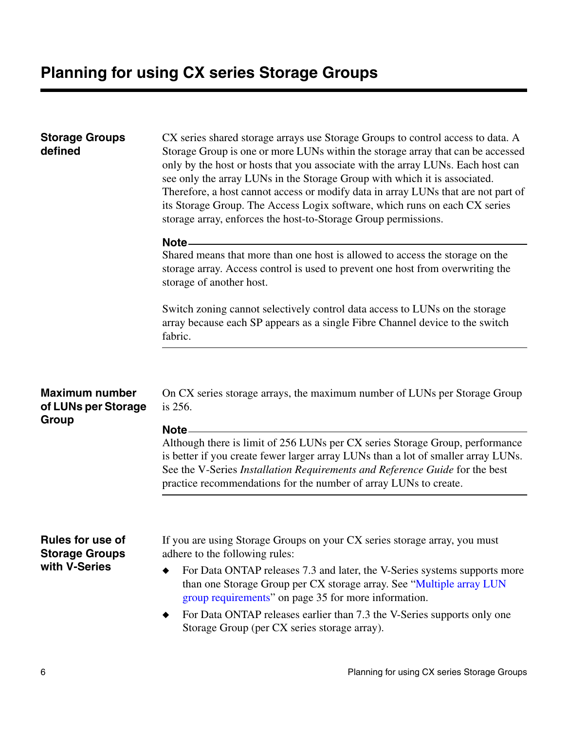# Planning for using CX series Storage Groups

## Storage Groups defined

CX series shared storage arrays use Storage Groups to control access to data. A Storage Group is one or more LUNs within the storage array that can be accessed only by the host or hosts that you associate with the array LUNs. Each host can see only the array LUNs in the Storage Group with which it is associated. Therefore, a host cannot access or modify data in array LUNs that are not part of its Storage Group. The Access Logix software, which runs on each CX series storage array, enforces the host-to-Storage Group permissions.

**Note**

Shared means that more than one host is allowed to access the storage on the storage array. Access control is used to prevent one host from overwriting the storage of another host.

Switch zoning cannot selectively control data access to LUNs on the storage array because each SP appears as a single Fibre Channel device to the switch fabric.

---

## Maximum number of LUNs per Storage Group

On CX series storage arrays, the maximum number of LUNs per Storage Group is 256.

**Note**

Although there is limit of 256 LUNs per CX series Storage Group, performance is better if you create fewer larger array LUNs than a lot of smaller array LUNs. See the V-Series *Installation Requirements and Reference Guide* for the best practice recommendations for the number of array LUNs to create.

---

## Rules for use of Storage Groups with V-Series

If you are using Storage Groups on your CX series storage array, you must adhere to the following rules:

- For Data ONTAP releases 7.3 and later, the V-Series systems supports more than one Storage Group per CX storage array. See "Multiple array LUN group requirements" on page 35 for more information.
- For Data ONTAP releases earlier than 7.3 the V-Series supports only one Storage Group (per CX series storage array).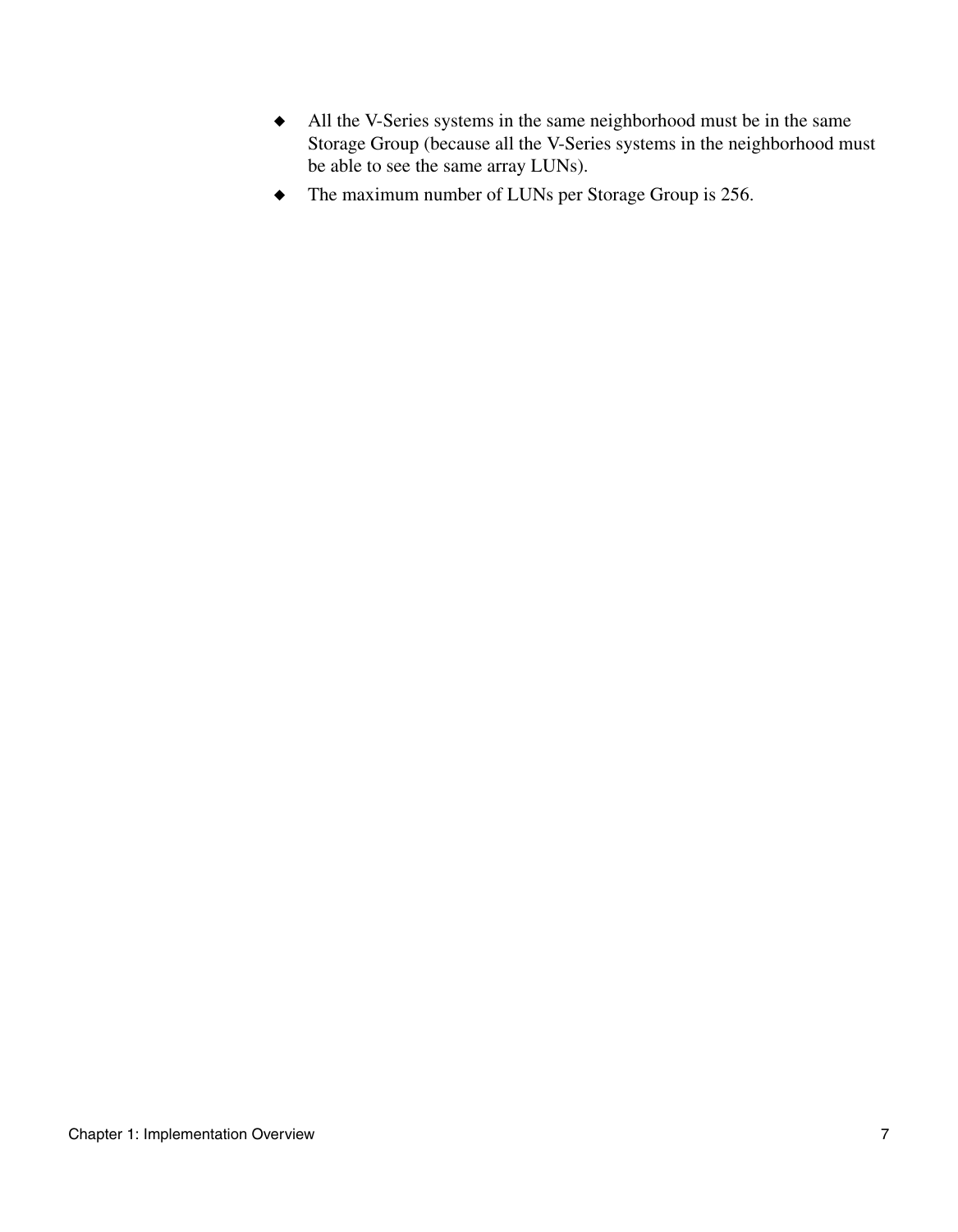- All the V-Series systems in the same neighborhood must be in the same Storage Group (because all the V-Series systems in the neighborhood must be able to see the same array LUNs).
- The maximum number of LUNs per Storage Group is 256.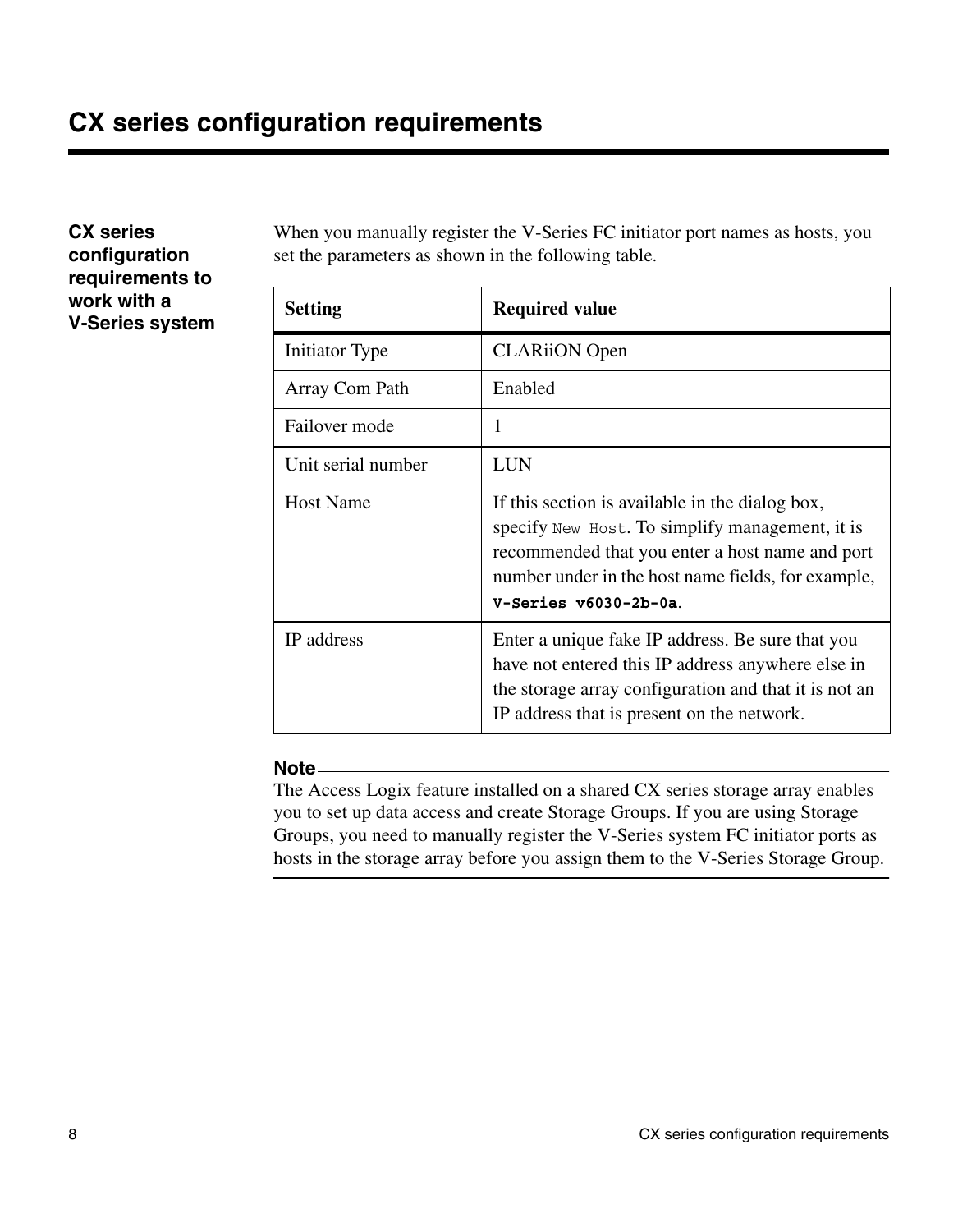# CX series configuration requirements

### CX series configuration requirements to work with a V-Series system

When you manually register the V-Series FC initiator port names as hosts, you set the parameters as shown in the following table.

| Setting | Required value |
|---|---|
| Initiator Type | CLARiiON Open |
| Array Com Path | Enabled |
| Failover mode | 1 |
| Unit serial number | LUN |
| Host Name | If this section is available in the dialog box, specify `New Host`. To simplify management, it is recommended that you enter a host name and port number under in the host name fields, for example, **`V-Series v6030-2b-0a`**. |
| IP address | Enter a unique fake IP address. Be sure that you have not entered this IP address anywhere else in the storage array configuration and that it is not an IP address that is present on the network. |

**Note**

The Access Logix feature installed on a shared CX series storage array enables you to set up data access and create Storage Groups. If you are using Storage Groups, you need to manually register the V-Series system FC initiator ports as hosts in the storage array before you assign them to the V-Series Storage Group.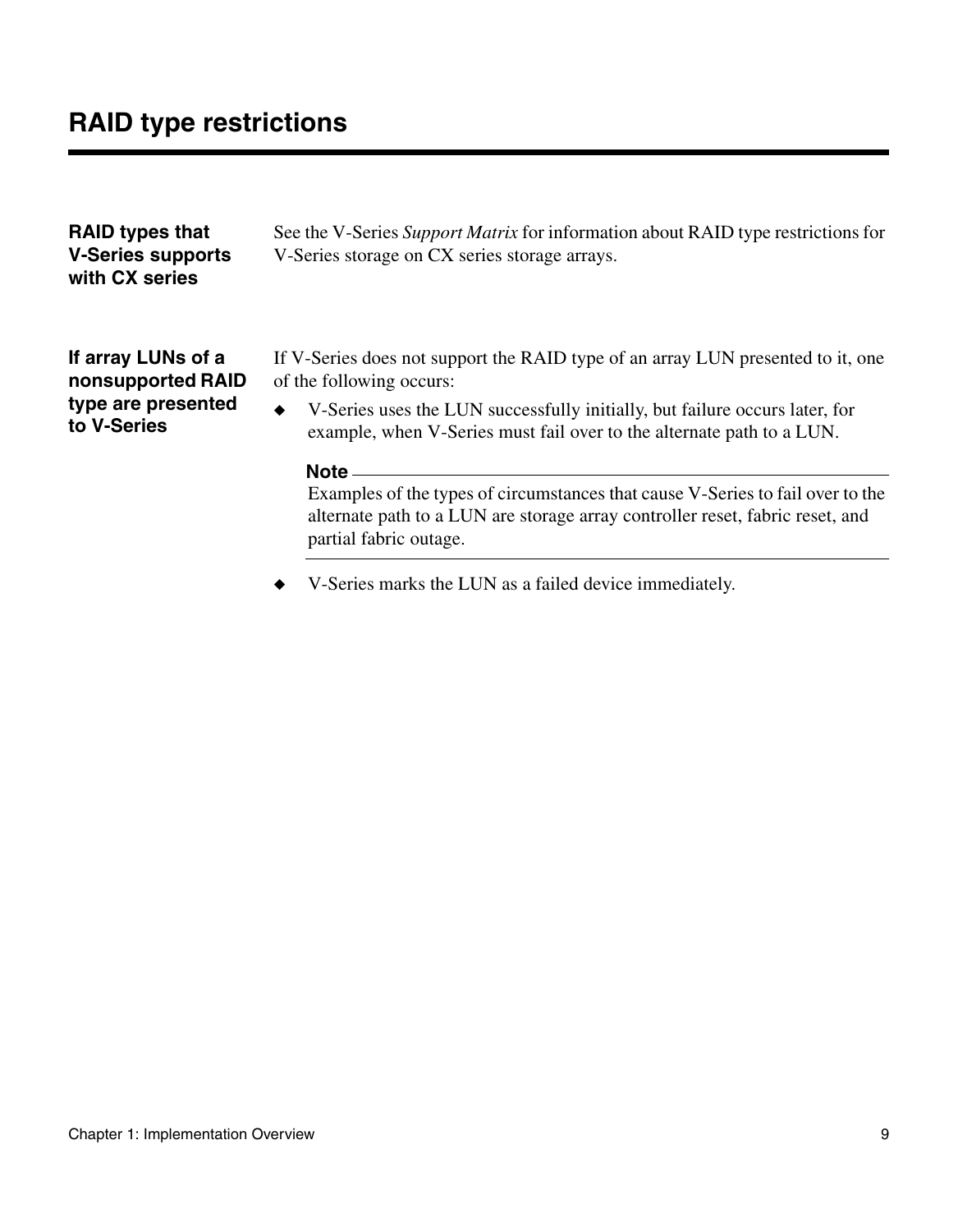# RAID type restrictions

### RAID types that V-Series supports with CX series

See the V-Series *Support Matrix* for information about RAID type restrictions for V-Series storage on CX series storage arrays.

### If array LUNs of a nonsupported RAID type are presented to V-Series

If V-Series does not support the RAID type of an array LUN presented to it, one of the following occurs:

- V-Series uses the LUN successfully initially, but failure occurs later, for example, when V-Series must fail over to the alternate path to a LUN.

  **Note**

  Examples of the types of circumstances that cause V-Series to fail over to the alternate path to a LUN are storage array controller reset, fabric reset, and partial fabric outage.

- V-Series marks the LUN as a failed device immediately.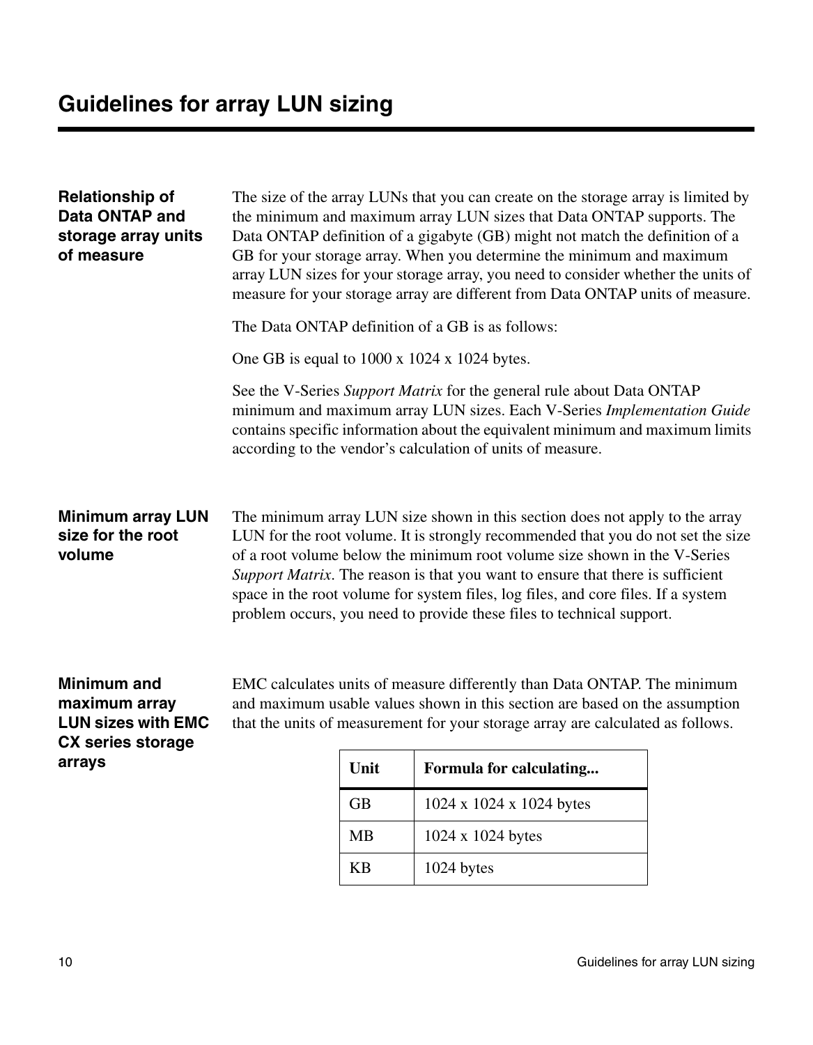# Guidelines for array LUN sizing

### Relationship of Data ONTAP and storage array units of measure

The size of the array LUNs that you can create on the storage array is limited by the minimum and maximum array LUN sizes that Data ONTAP supports. The Data ONTAP definition of a gigabyte (GB) might not match the definition of a GB for your storage array. When you determine the minimum and maximum array LUN sizes for your storage array, you need to consider whether the units of measure for your storage array are different from Data ONTAP units of measure.

The Data ONTAP definition of a GB is as follows:

One GB is equal to 1000 x 1024 x 1024 bytes.

See the V-Series *Support Matrix* for the general rule about Data ONTAP minimum and maximum array LUN sizes. Each V-Series *Implementation Guide* contains specific information about the equivalent minimum and maximum limits according to the vendor's calculation of units of measure.

### Minimum array LUN size for the root volume

The minimum array LUN size shown in this section does not apply to the array LUN for the root volume. It is strongly recommended that you do not set the size of a root volume below the minimum root volume size shown in the V-Series *Support Matrix*. The reason is that you want to ensure that there is sufficient space in the root volume for system files, log files, and core files. If a system problem occurs, you need to provide these files to technical support.

### Minimum and maximum array LUN sizes with EMC CX series storage arrays

EMC calculates units of measure differently than Data ONTAP. The minimum and maximum usable values shown in this section are based on the assumption that the units of measurement for your storage array are calculated as follows.

| Unit | Formula for calculating... |
|---|---|
| GB | 1024 x 1024 x 1024 bytes |
| MB | 1024 x 1024 bytes |
| KB | 1024 bytes |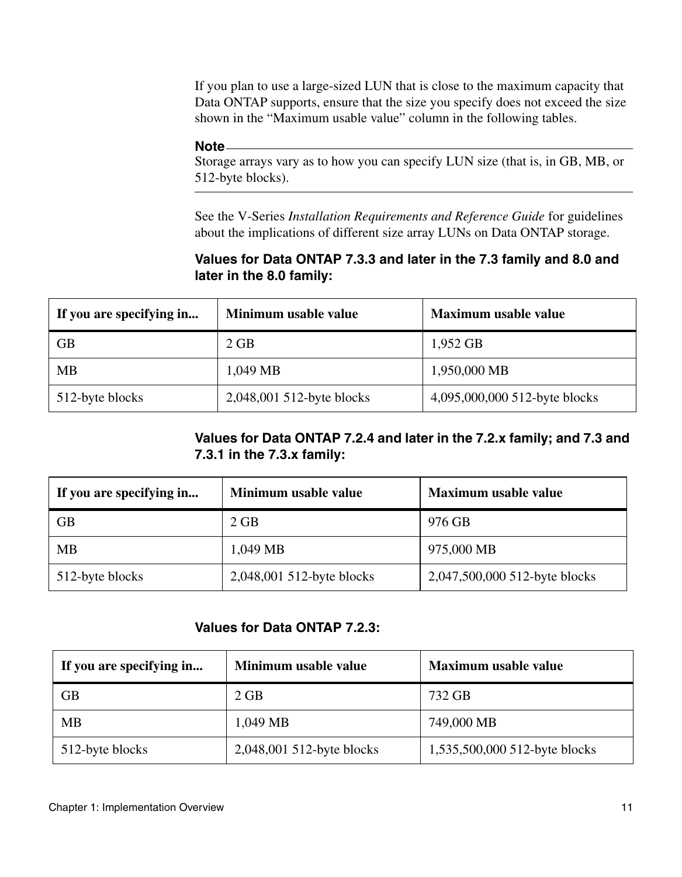If you plan to use a large-sized LUN that is close to the maximum capacity that Data ONTAP supports, ensure that the size you specify does not exceed the size shown in the "Maximum usable value" column in the following tables.

**Note**

Storage arrays vary as to how you can specify LUN size (that is, in GB, MB, or 512-byte blocks).

---

See the V-Series *Installation Requirements and Reference Guide* for guidelines about the implications of different size array LUNs on Data ONTAP storage.

**Values for Data ONTAP 7.3.3 and later in the 7.3 family and 8.0 and later in the 8.0 family:**

| If you are specifying in... | Minimum usable value | Maximum usable value |
| --- | --- | --- |
| GB | 2 GB | 1,952 GB |
| MB | 1,049 MB | 1,950,000 MB |
| 512-byte blocks | 2,048,001 512-byte blocks | 4,095,000,000 512-byte blocks |

**Values for Data ONTAP 7.2.4 and later in the 7.2.x family; and 7.3 and 7.3.1 in the 7.3.x family:**

| If you are specifying in... | Minimum usable value | Maximum usable value |
| --- | --- | --- |
| GB | 2 GB | 976 GB |
| MB | 1,049 MB | 975,000 MB |
| 512-byte blocks | 2,048,001 512-byte blocks | 2,047,500,000 512-byte blocks |

**Values for Data ONTAP 7.2.3:**

| If you are specifying in... | Minimum usable value | Maximum usable value |
| --- | --- | --- |
| GB | 2 GB | 732 GB |
| MB | 1,049 MB | 749,000 MB |
| 512-byte blocks | 2,048,001 512-byte blocks | 1,535,500,000 512-byte blocks |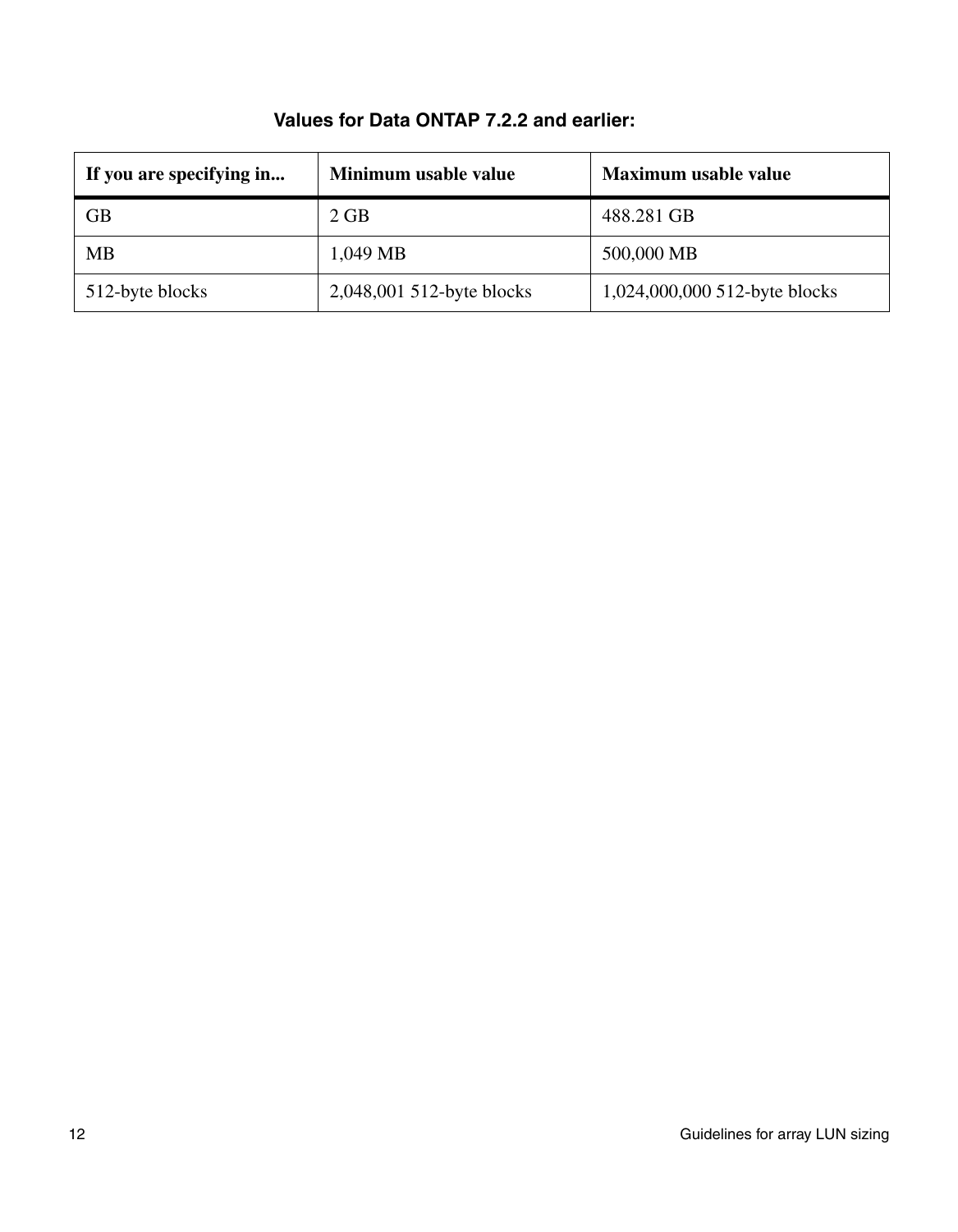**Values for Data ONTAP 7.2.2 and earlier:**

| If you are specifying in... | Minimum usable value | Maximum usable value |
| --- | --- | --- |
| GB | 2 GB | 488.281 GB |
| MB | 1,049 MB | 500,000 MB |
| 512-byte blocks | 2,048,001 512-byte blocks | 1,024,000,000 512-byte blocks |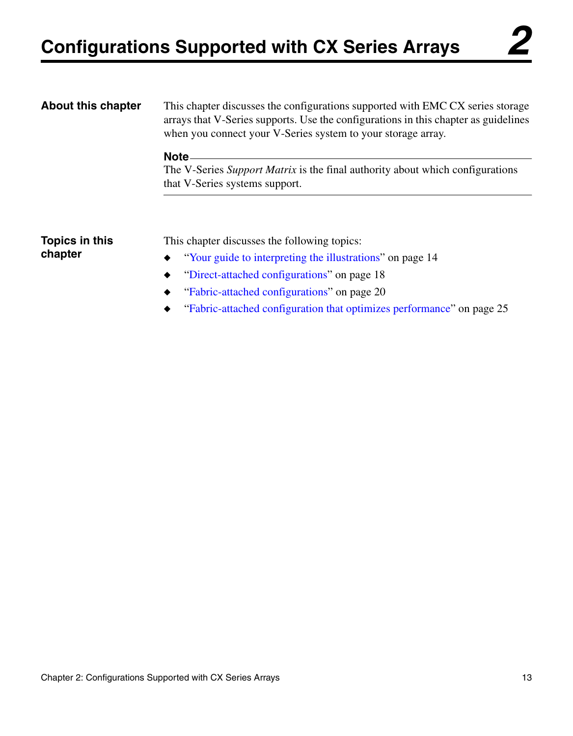# Configurations Supported with CX Series Arrays 2

## About this chapter

This chapter discusses the configurations supported with EMC CX series storage arrays that V-Series supports. Use the configurations in this chapter as guidelines when you connect your V-Series system to your storage array.

**Note**

The V-Series *Support Matrix* is the final authority about which configurations that V-Series systems support.

## Topics in this chapter

This chapter discusses the following topics:

- "Your guide to interpreting the illustrations" on page 14
- "Direct-attached configurations" on page 18
- "Fabric-attached configurations" on page 20
- "Fabric-attached configuration that optimizes performance" on page 25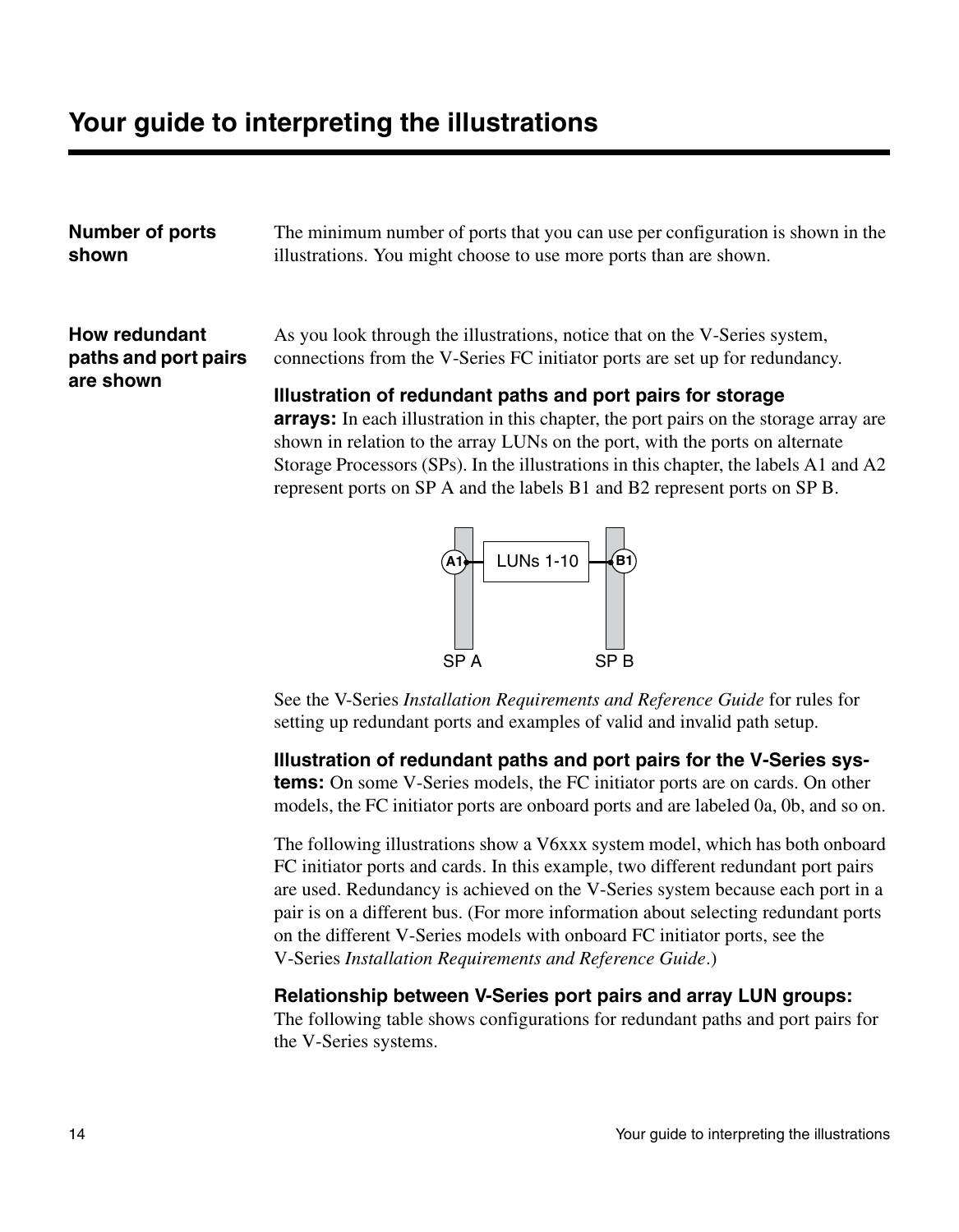# Your guide to interpreting the illustrations

**Number of ports shown**

The minimum number of ports that you can use per configuration is shown in the illustrations. You might choose to use more ports than are shown.

**How redundant paths and port pairs are shown**

As you look through the illustrations, notice that on the V-Series system, connections from the V-Series FC initiator ports are set up for redundancy.

**Illustration of redundant paths and port pairs for storage arrays:** In each illustration in this chapter, the port pairs on the storage array are shown in relation to the array LUNs on the port, with the ports on alternate Storage Processors (SPs). In the illustrations in this chapter, the labels A1 and A2 represent ports on SP A and the labels B1 and B2 represent ports on SP B.

A1 — LUNs 1-10 — B1

SP A SP B

See the V-Series *Installation Requirements and Reference Guide* for rules for setting up redundant ports and examples of valid and invalid path setup.

**Illustration of redundant paths and port pairs for the V-Series systems:** On some V-Series models, the FC initiator ports are on cards. On other models, the FC initiator ports are onboard ports and are labeled 0a, 0b, and so on.

The following illustrations show a V6xxx system model, which has both onboard FC initiator ports and cards. In this example, two different redundant port pairs are used. Redundancy is achieved on the V-Series system because each port in a pair is on a different bus. (For more information about selecting redundant ports on the different V-Series models with onboard FC initiator ports, see the V-Series *Installation Requirements and Reference Guide*.)

**Relationship between V-Series port pairs and array LUN groups:** The following table shows configurations for redundant paths and port pairs for the V-Series systems.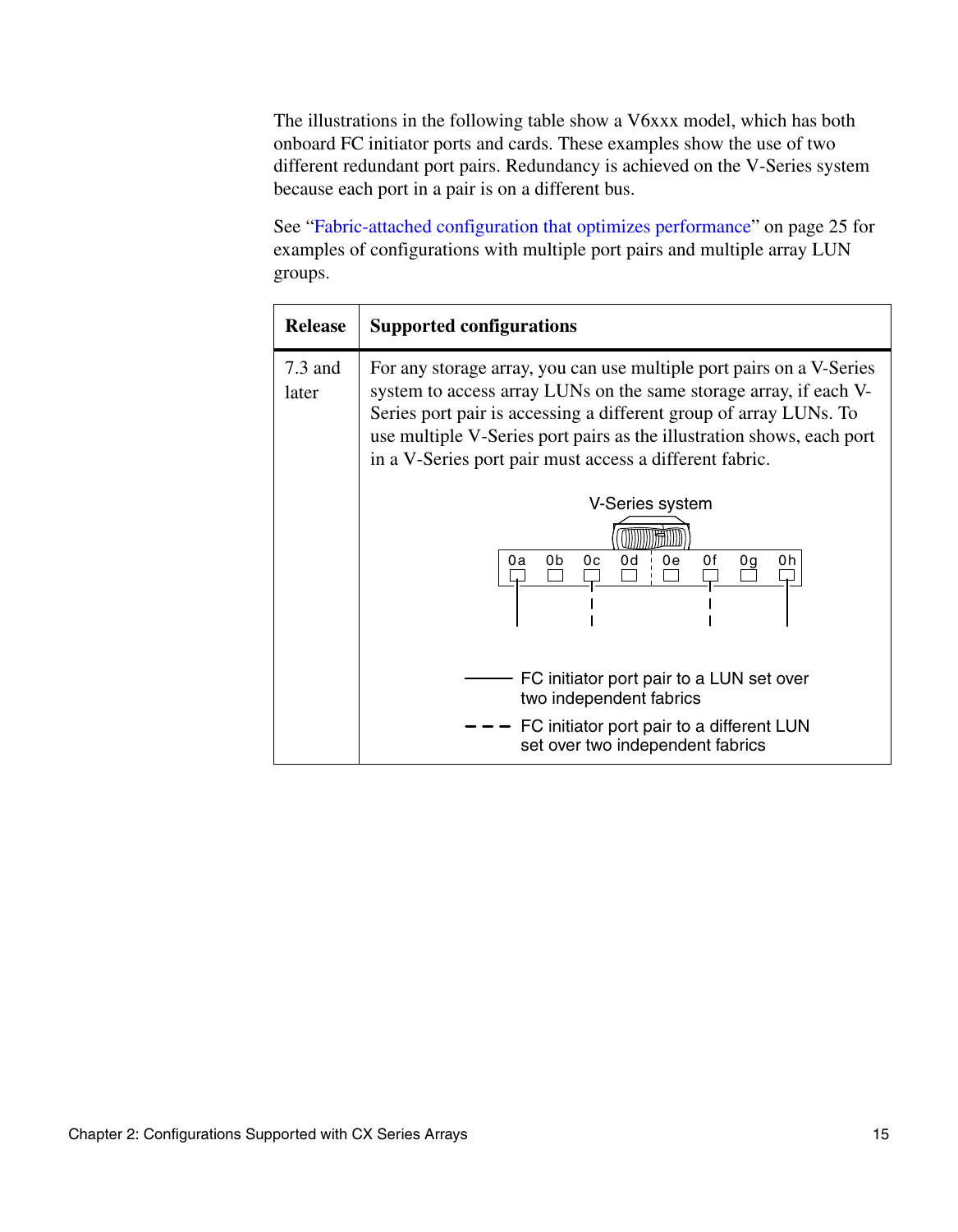The illustrations in the following table show a V6xxx model, which has both onboard FC initiator ports and cards. These examples show the use of two different redundant port pairs. Redundancy is achieved on the V-Series system because each port in a pair is on a different bus.

See "Fabric-attached configuration that optimizes performance" on page 25 for examples of configurations with multiple port pairs and multiple array LUN groups.

| Release | Supported configurations |
|---|---|
| 7.3 and later | For any storage array, you can use multiple port pairs on a V-Series system to access array LUNs on the same storage array, if each V-Series port pair is accessing a different group of array LUNs. To use multiple V-Series port pairs as the illustration shows, each port in a V-Series port pair must access a different fabric.<br><br>V-Series system<br>0a 0b 0c 0d 0e 0f 0g 0h<br><br>—— FC initiator port pair to a LUN set over two independent fabrics<br>– – – FC initiator port pair to a different LUN set over two independent fabrics |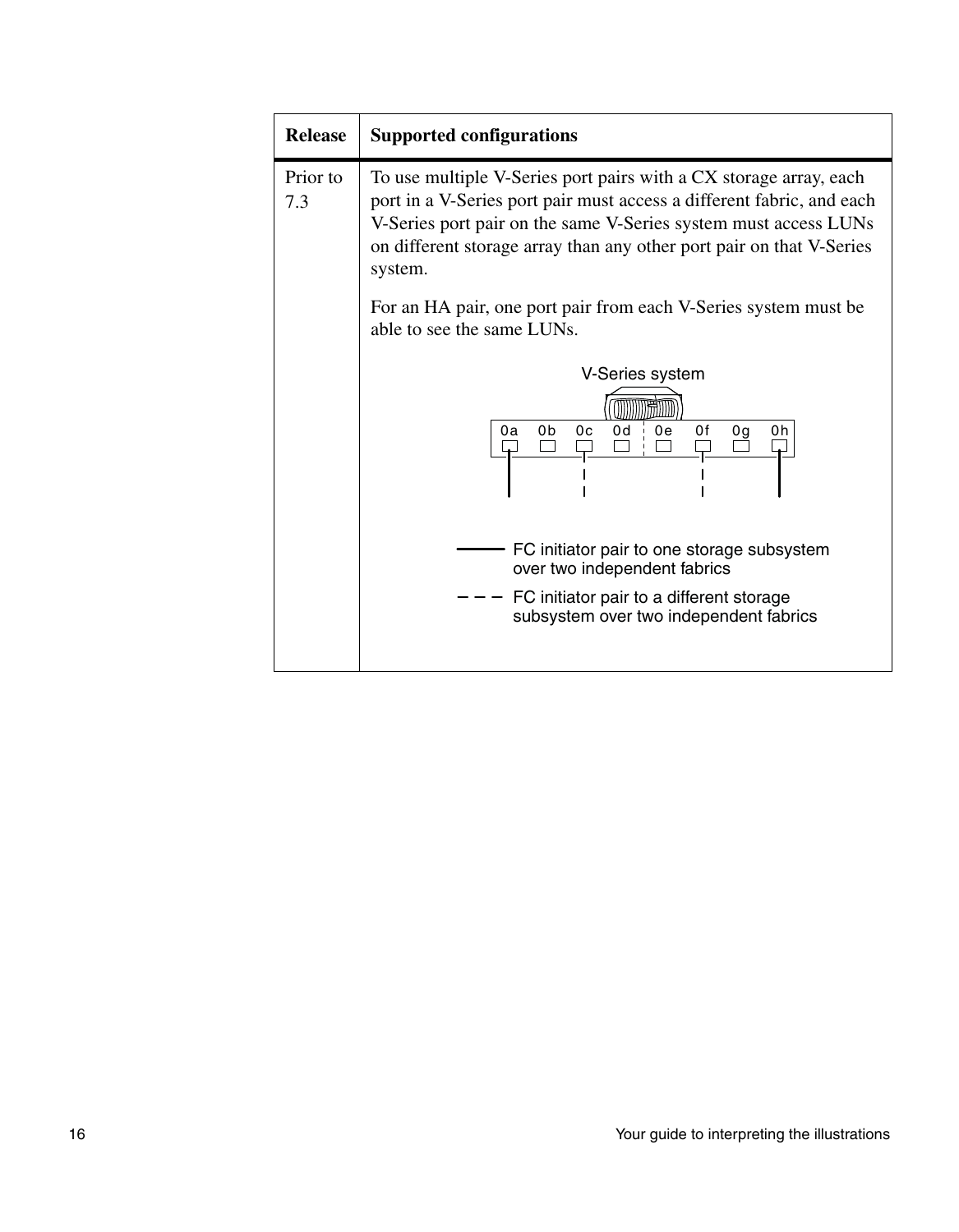| Release | Supported configurations |
|---|---|
| Prior to 7.3 | To use multiple V-Series port pairs with a CX storage array, each port in a V-Series port pair must access a different fabric, and each V-Series port pair on the same V-Series system must access LUNs on different storage array than any other port pair on that V-Series system.<br><br>For an HA pair, one port pair from each V-Series system must be able to see the same LUNs.<br><br>V-Series system<br><br>0a 0b 0c 0d 0e 0f 0g 0h<br><br>——— FC initiator pair to one storage subsystem over two independent fabrics<br><br>– – – FC initiator pair to a different storage subsystem over two independent fabrics |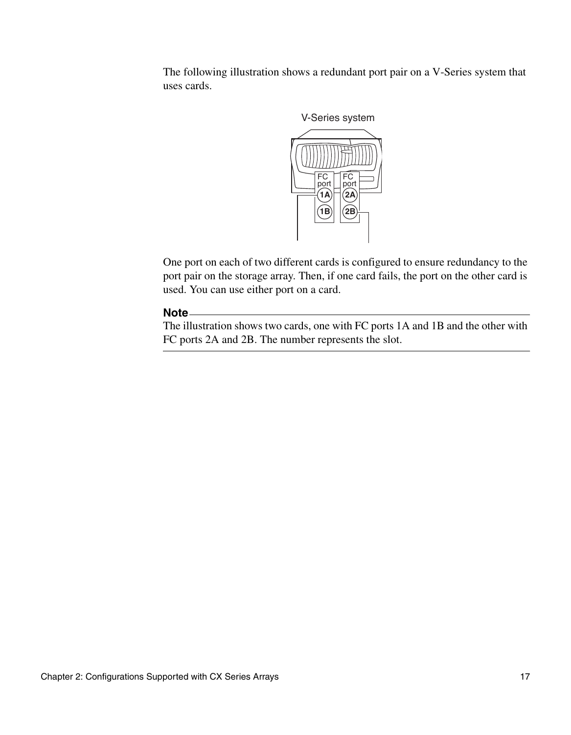The following illustration shows a redundant port pair on a V-Series system that uses cards.

One port on each of two different cards is configured to ensure redundancy to the port pair on the storage array. Then, if one card fails, the port on the other card is used. You can use either port on a card.

**Note**

The illustration shows two cards, one with FC ports 1A and 1B and the other with FC ports 2A and 2B. The number represents the slot.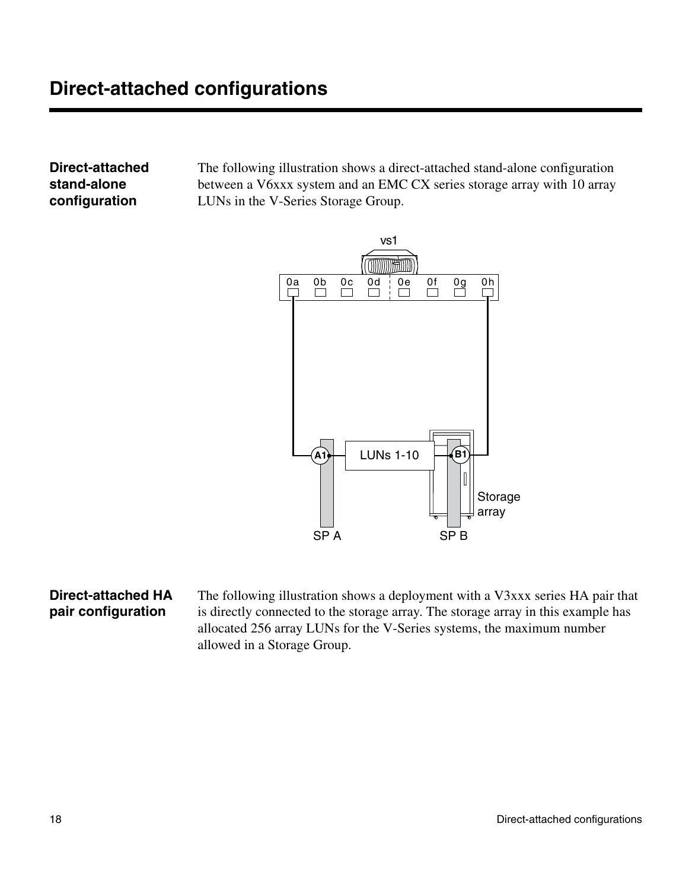# Direct-attached configurations

**Direct-attached stand-alone configuration**

The following illustration shows a direct-attached stand-alone configuration between a V6xxx system and an EMC CX series storage array with 10 array LUNs in the V-Series Storage Group.

**Direct-attached HA pair configuration**

The following illustration shows a deployment with a V3xxx series HA pair that is directly connected to the storage array. The storage array in this example has allocated 256 array LUNs for the V-Series systems, the maximum number allowed in a Storage Group.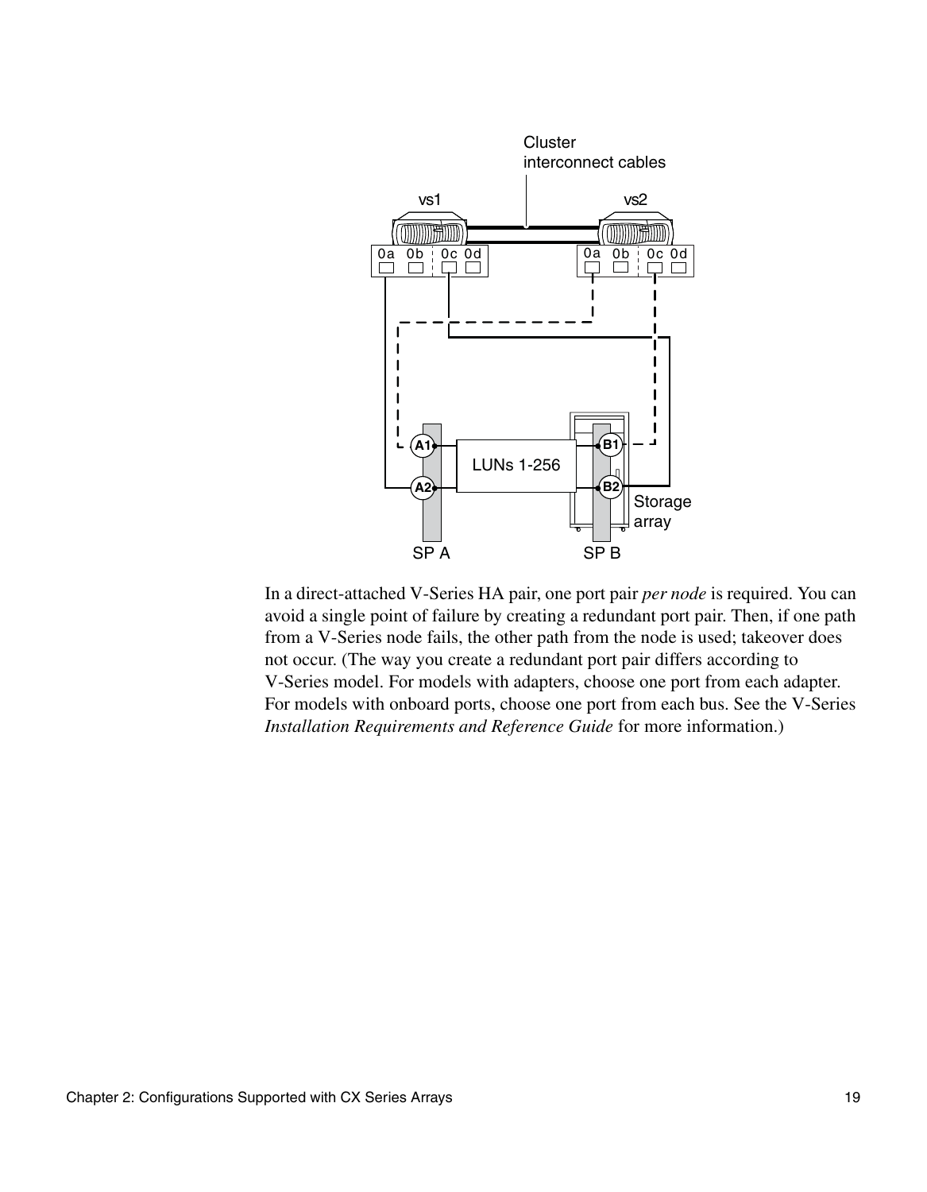In a direct-attached V-Series HA pair, one port pair *per node* is required. You can avoid a single point of failure by creating a redundant port pair. Then, if one path from a V-Series node fails, the other path from the node is used; takeover does not occur. (The way you create a redundant port pair differs according to V-Series model. For models with adapters, choose one port from each adapter. For models with onboard ports, choose one port from each bus. See the V-Series *Installation Requirements and Reference Guide* for more information.)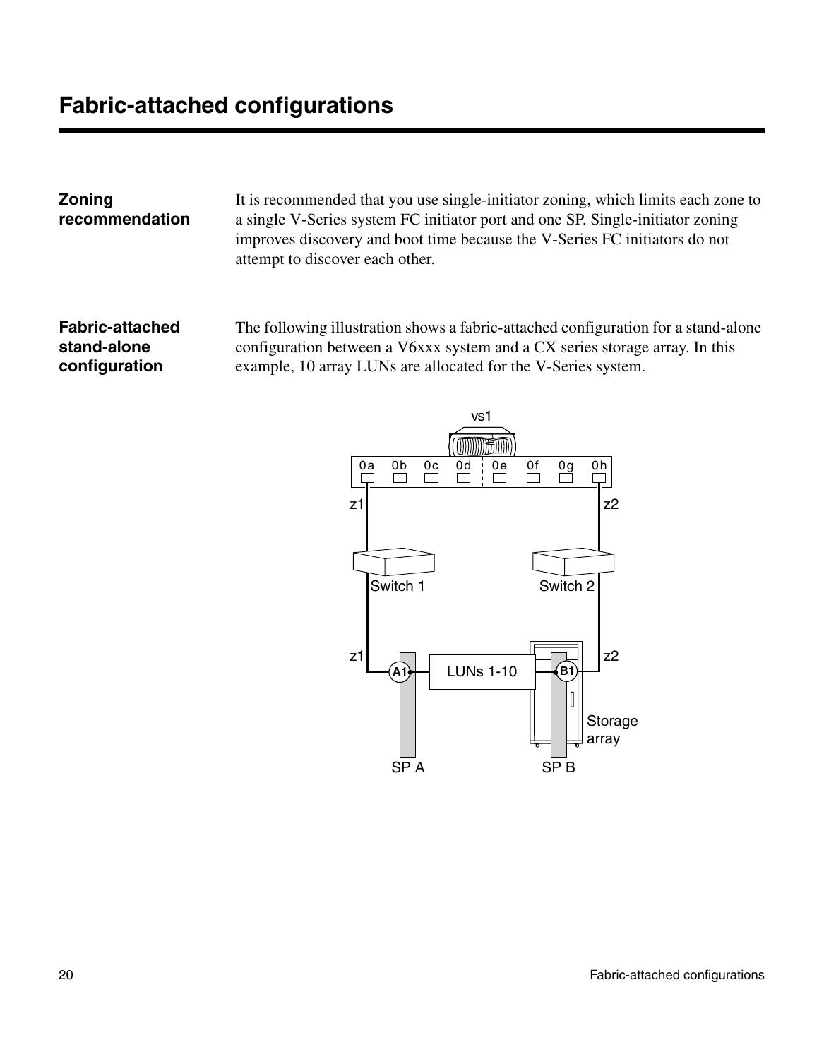# Fabric-attached configurations

## Zoning recommendation

It is recommended that you use single-initiator zoning, which limits each zone to a single V-Series system FC initiator port and one SP. Single-initiator zoning improves discovery and boot time because the V-Series FC initiators do not attempt to discover each other.

## Fabric-attached stand-alone configuration

The following illustration shows a fabric-attached configuration for a stand-alone configuration between a V6xxx system and a CX series storage array. In this example, 10 array LUNs are allocated for the V-Series system.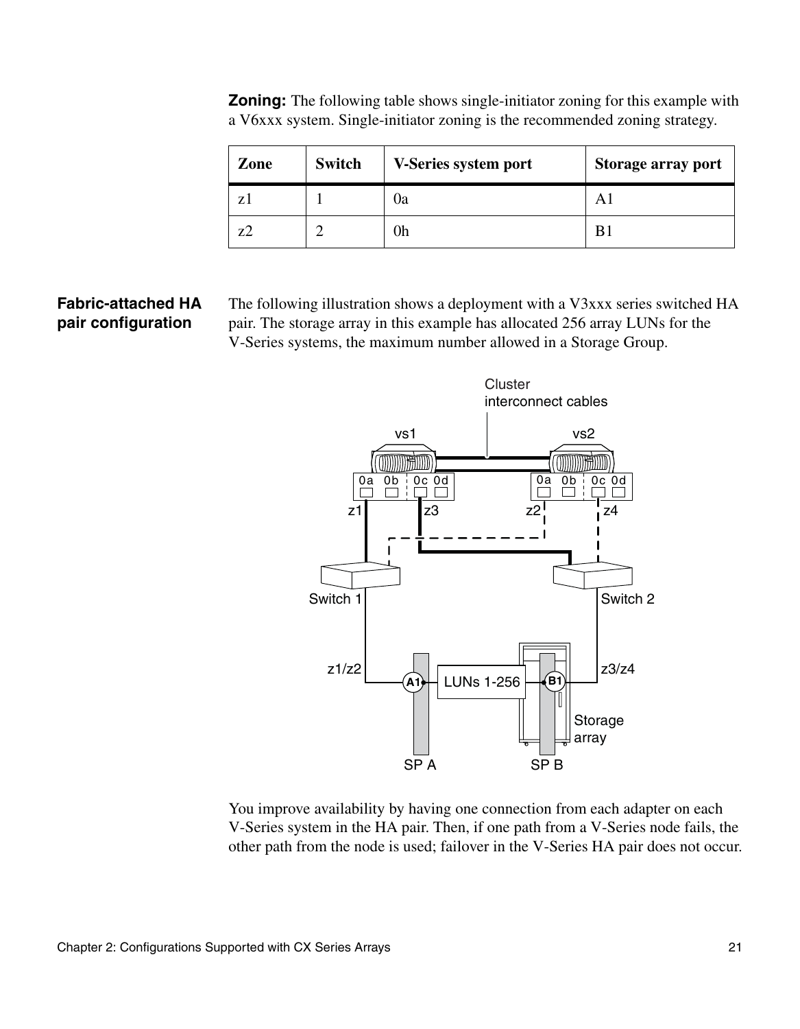**Zoning:** The following table shows single-initiator zoning for this example with a V6xxx system. Single-initiator zoning is the recommended zoning strategy.

| Zone | Switch | V-Series system port | Storage array port |
|---|---|---|---|
| z1 | 1 | 0a | A1 |
| z2 | 2 | 0h | B1 |

### Fabric-attached HA pair configuration

The following illustration shows a deployment with a V3xxx series switched HA pair. The storage array in this example has allocated 256 array LUNs for the V-Series systems, the maximum number allowed in a Storage Group.

You improve availability by having one connection from each adapter on each V-Series system in the HA pair. Then, if one path from a V-Series node fails, the other path from the node is used; failover in the V-Series HA pair does not occur.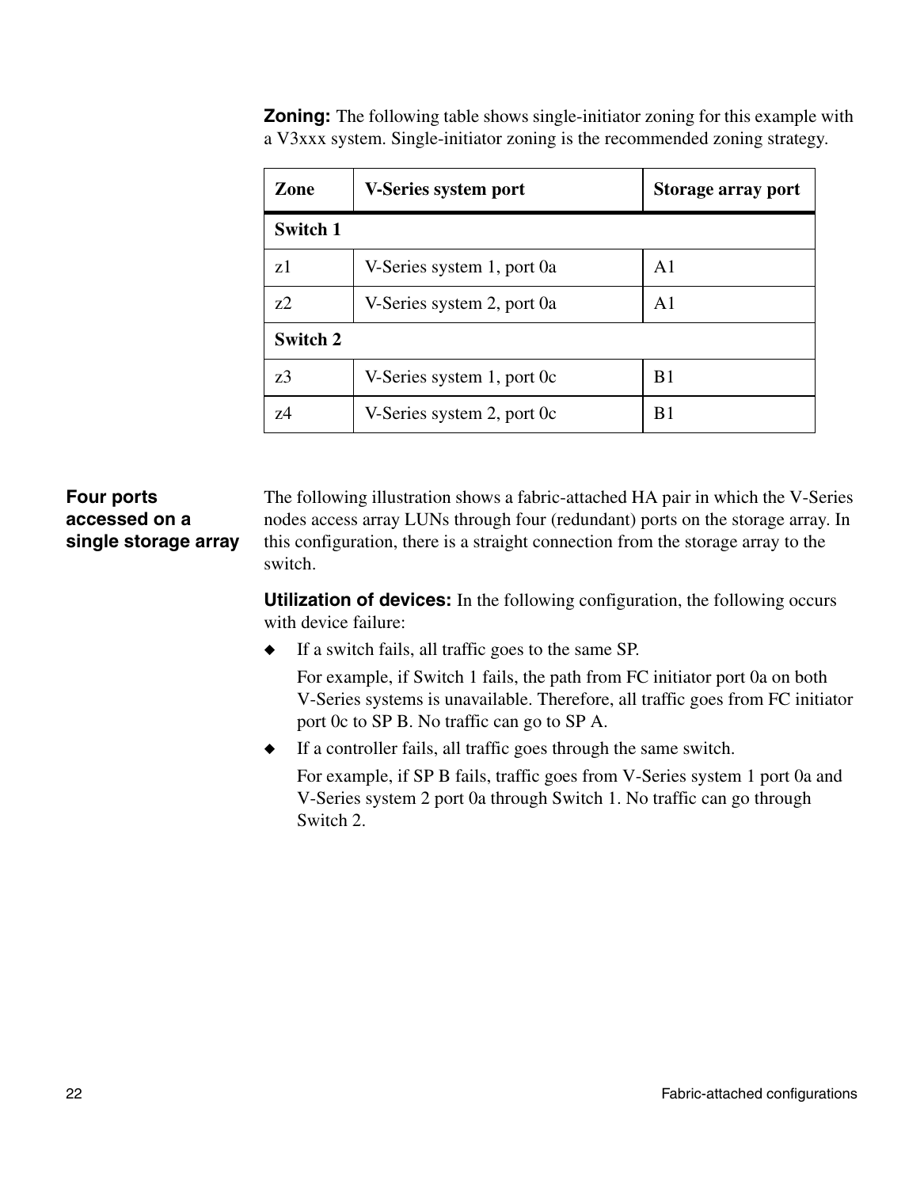**Zoning:** The following table shows single-initiator zoning for this example with a V3xxx system. Single-initiator zoning is the recommended zoning strategy.

| Zone | V-Series system port | Storage array port |
|---|---|---|
| **Switch 1** | | |
| z1 | V-Series system 1, port 0a | A1 |
| z2 | V-Series system 2, port 0a | A1 |
| **Switch 2** | | |
| z3 | V-Series system 1, port 0c | B1 |
| z4 | V-Series system 2, port 0c | B1 |

## Four ports accessed on a single storage array

The following illustration shows a fabric-attached HA pair in which the V-Series nodes access array LUNs through four (redundant) ports on the storage array. In this configuration, there is a straight connection from the storage array to the switch.

**Utilization of devices:** In the following configuration, the following occurs with device failure:

- If a switch fails, all traffic goes to the same SP.

  For example, if Switch 1 fails, the path from FC initiator port 0a on both V-Series systems is unavailable. Therefore, all traffic goes from FC initiator port 0c to SP B. No traffic can go to SP A.

- If a controller fails, all traffic goes through the same switch.

  For example, if SP B fails, traffic goes from V-Series system 1 port 0a and V-Series system 2 port 0a through Switch 1. No traffic can go through Switch 2.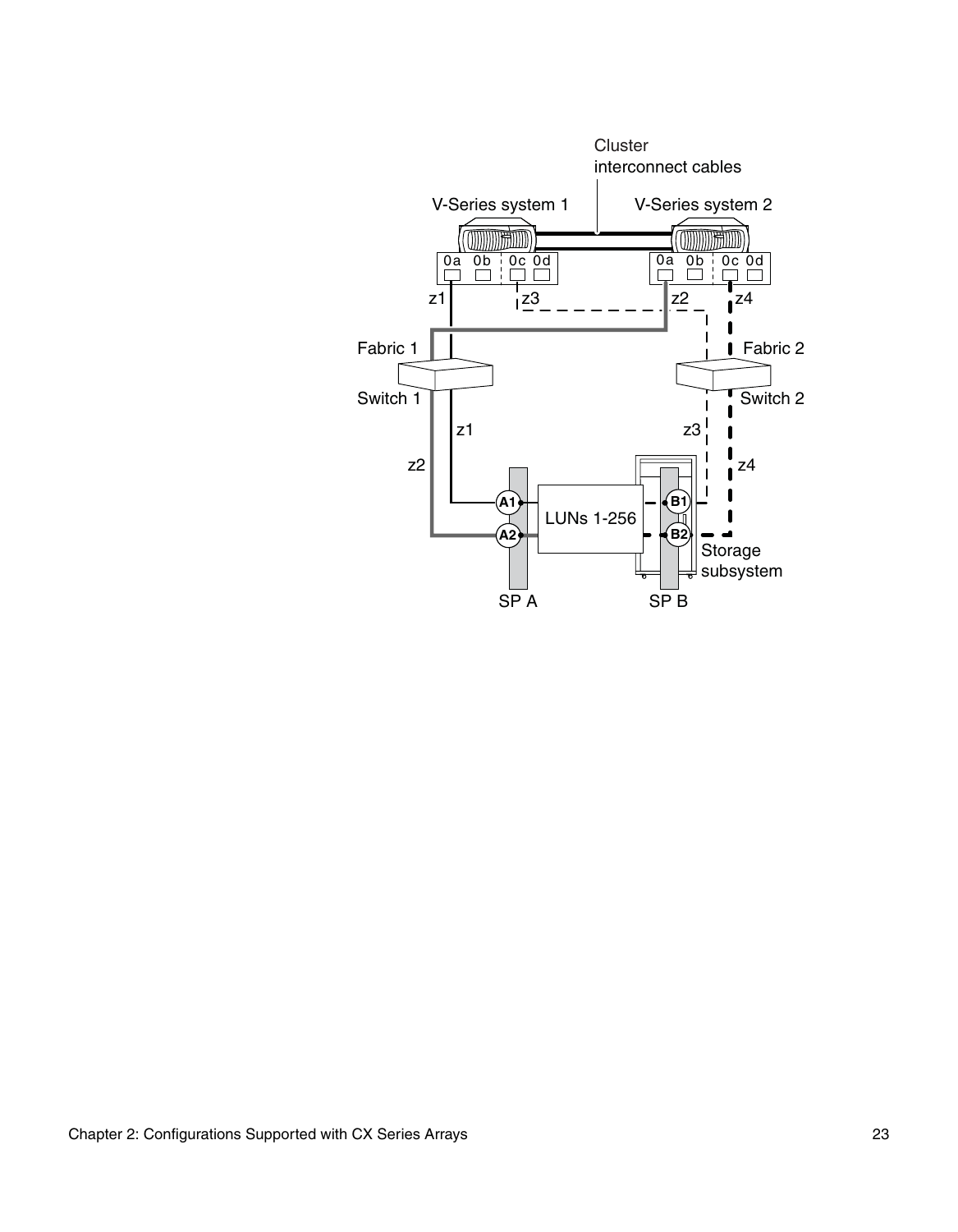Cluster interconnect cables

V-Series system 1

V-Series system 2

0a 0b 0c 0d

0a 0b 0c 0d

z1 z3 z2 z4

Fabric 1

Switch 1

Fabric 2

Switch 2

z1 z2 z3 z4

A1 A2

LUNs 1-256

B1 B2

Storage subsystem

SP A

SP B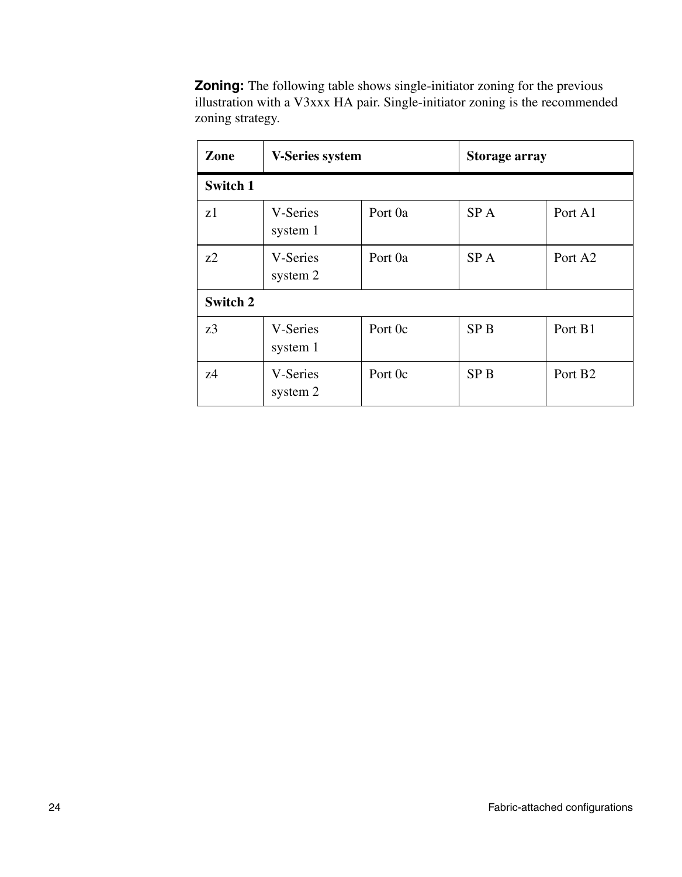**Zoning:** The following table shows single-initiator zoning for the previous illustration with a V3xxx HA pair. Single-initiator zoning is the recommended zoning strategy.

| Zone | V-Series system | | Storage array | |
|---|---|---|---|---|
| **Switch 1** | | | | |
| z1 | V-Series system 1 | Port 0a | SP A | Port A1 |
| z2 | V-Series system 2 | Port 0a | SP A | Port A2 |
| **Switch 2** | | | | |
| z3 | V-Series system 1 | Port 0c | SP B | Port B1 |
| z4 | V-Series system 2 | Port 0c | SP B | Port B2 |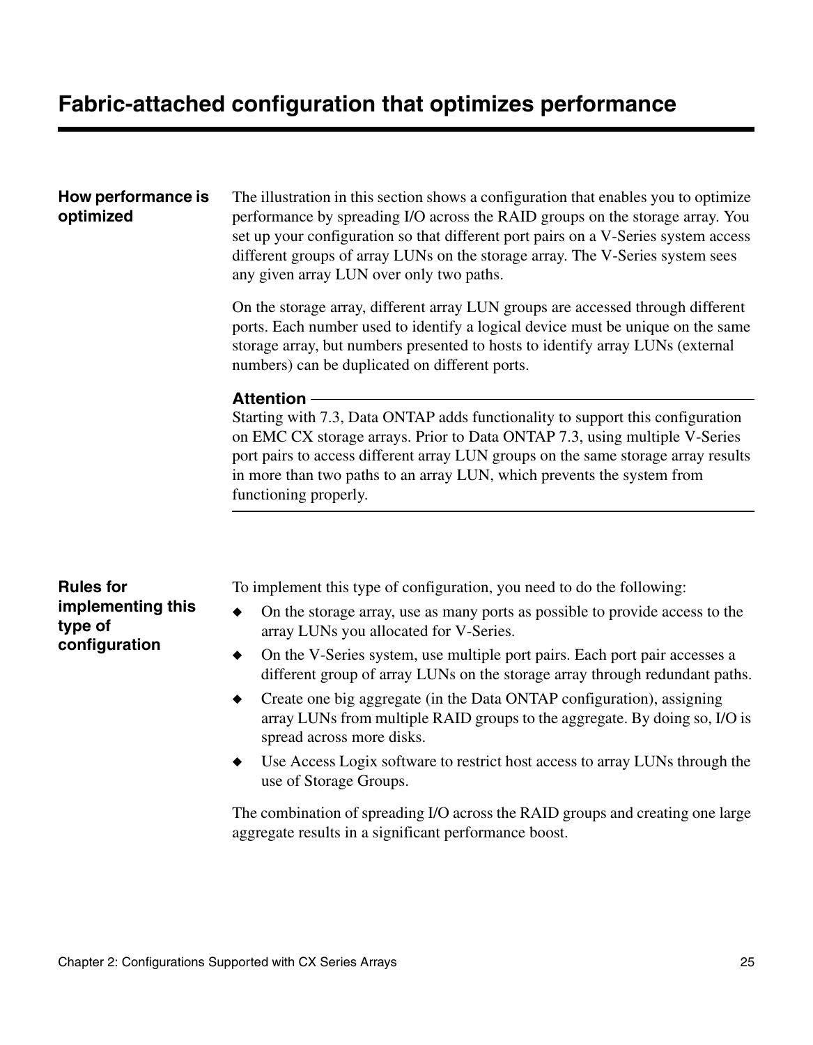# Fabric-attached configuration that optimizes performance

### How performance is optimized

The illustration in this section shows a configuration that enables you to optimize performance by spreading I/O across the RAID groups on the storage array. You set up your configuration so that different port pairs on a V-Series system access different groups of array LUNs on the storage array. The V-Series system sees any given array LUN over only two paths.

On the storage array, different array LUN groups are accessed through different ports. Each number used to identify a logical device must be unique on the same storage array, but numbers presented to hosts to identify array LUNs (external numbers) can be duplicated on different ports.

**Attention**

Starting with 7.3, Data ONTAP adds functionality to support this configuration on EMC CX storage arrays. Prior to Data ONTAP 7.3, using multiple V-Series port pairs to access different array LUN groups on the same storage array results in more than two paths to an array LUN, which prevents the system from functioning properly.

### Rules for implementing this type of configuration

To implement this type of configuration, you need to do the following:

- On the storage array, use as many ports as possible to provide access to the array LUNs you allocated for V-Series.
- On the V-Series system, use multiple port pairs. Each port pair accesses a different group of array LUNs on the storage array through redundant paths.
- Create one big aggregate (in the Data ONTAP configuration), assigning array LUNs from multiple RAID groups to the aggregate. By doing so, I/O is spread across more disks.
- Use Access Logix software to restrict host access to array LUNs through the use of Storage Groups.

The combination of spreading I/O across the RAID groups and creating one large aggregate results in a significant performance boost.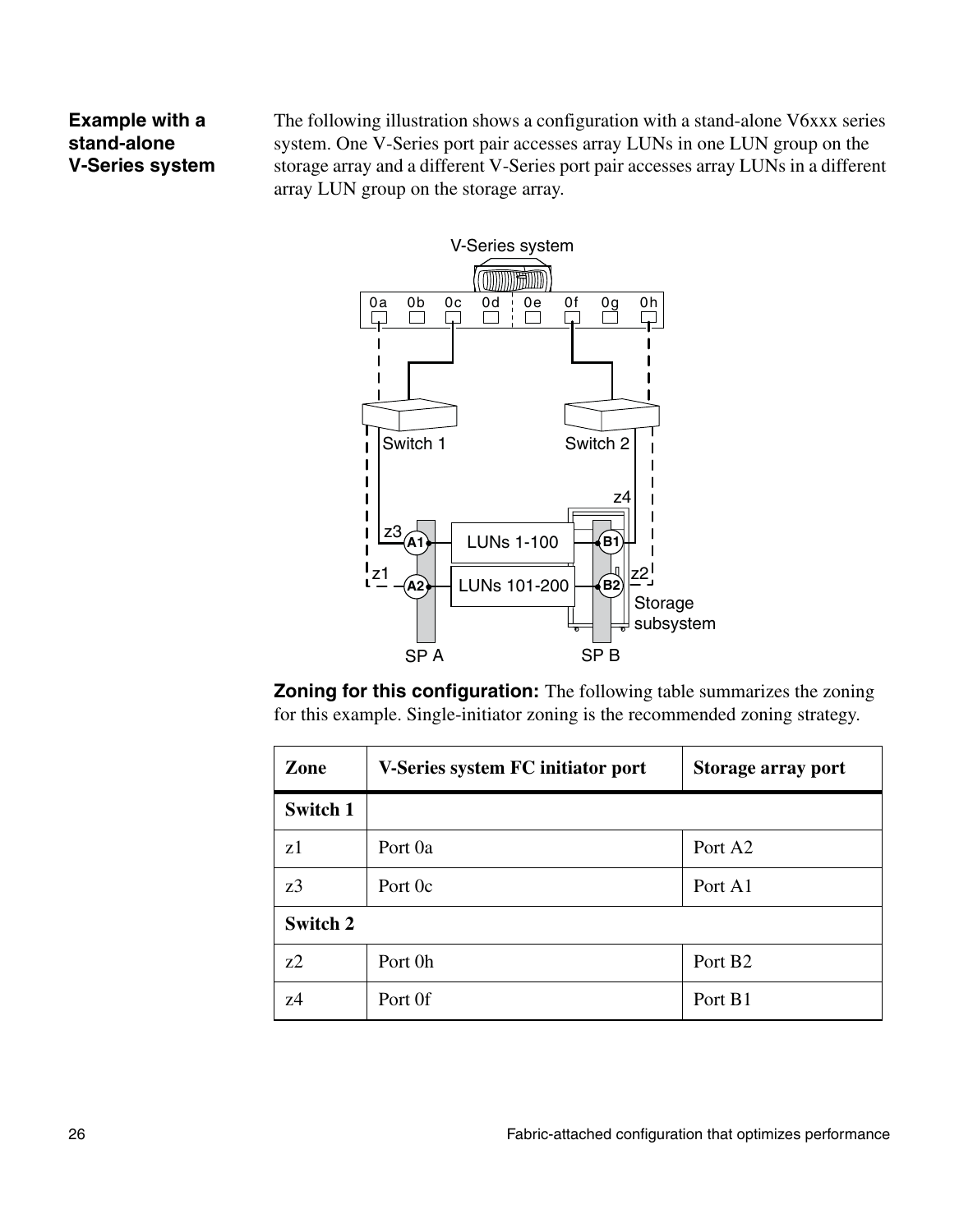### Example with a stand-alone V-Series system

The following illustration shows a configuration with a stand-alone V6xxx series system. One V-Series port pair accesses array LUNs in one LUN group on the storage array and a different V-Series port pair accesses array LUNs in a different array LUN group on the storage array.

**Zoning for this configuration:** The following table summarizes the zoning for this example. Single-initiator zoning is the recommended zoning strategy.

| Zone | V-Series system FC initiator port | Storage array port |
|---|---|---|
| **Switch 1** | | |
| z1 | Port 0a | Port A2 |
| z3 | Port 0c | Port A1 |
| **Switch 2** | | |
| z2 | Port 0h | Port B2 |
| z4 | Port 0f | Port B1 |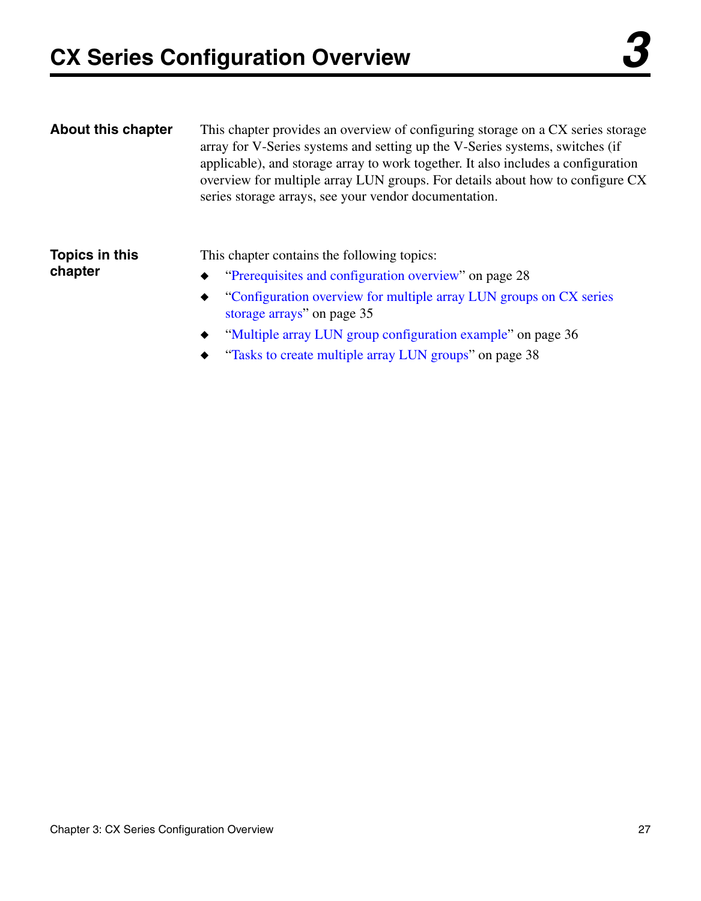# CX Series Configuration Overview 3

## About this chapter

This chapter provides an overview of configuring storage on a CX series storage array for V-Series systems and setting up the V-Series systems, switches (if applicable), and storage array to work together. It also includes a configuration overview for multiple array LUN groups. For details about how to configure CX series storage arrays, see your vendor documentation.

## Topics in this chapter

This chapter contains the following topics:

- "Prerequisites and configuration overview" on page 28
- "Configuration overview for multiple array LUN groups on CX series storage arrays" on page 35
- "Multiple array LUN group configuration example" on page 36
- "Tasks to create multiple array LUN groups" on page 38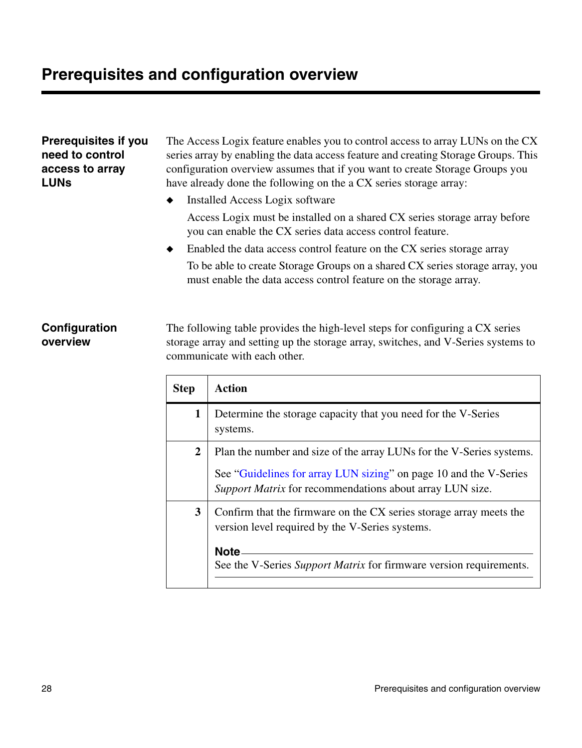# Prerequisites and configuration overview

## Prerequisites if you need to control access to array LUNs

The Access Logix feature enables you to control access to array LUNs on the CX series array by enabling the data access feature and creating Storage Groups. This configuration overview assumes that if you want to create Storage Groups you have already done the following on the a CX series storage array:

- Installed Access Logix software

  Access Logix must be installed on a shared CX series storage array before you can enable the CX series data access control feature.

- Enabled the data access control feature on the CX series storage array

  To be able to create Storage Groups on a shared CX series storage array, you must enable the data access control feature on the storage array.

## Configuration overview

The following table provides the high-level steps for configuring a CX series storage array and setting up the storage array, switches, and V-Series systems to communicate with each other.

| Step | Action |
|---|---|
| 1 | Determine the storage capacity that you need for the V-Series systems. |
| 2 | Plan the number and size of the array LUNs for the V-Series systems.<br><br>See "Guidelines for array LUN sizing" on page 10 and the V-Series *Support Matrix* for recommendations about array LUN size. |
| 3 | Confirm that the firmware on the CX series storage array meets the version level required by the V-Series systems.<br><br>**Note**<br>See the V-Series *Support Matrix* for firmware version requirements. |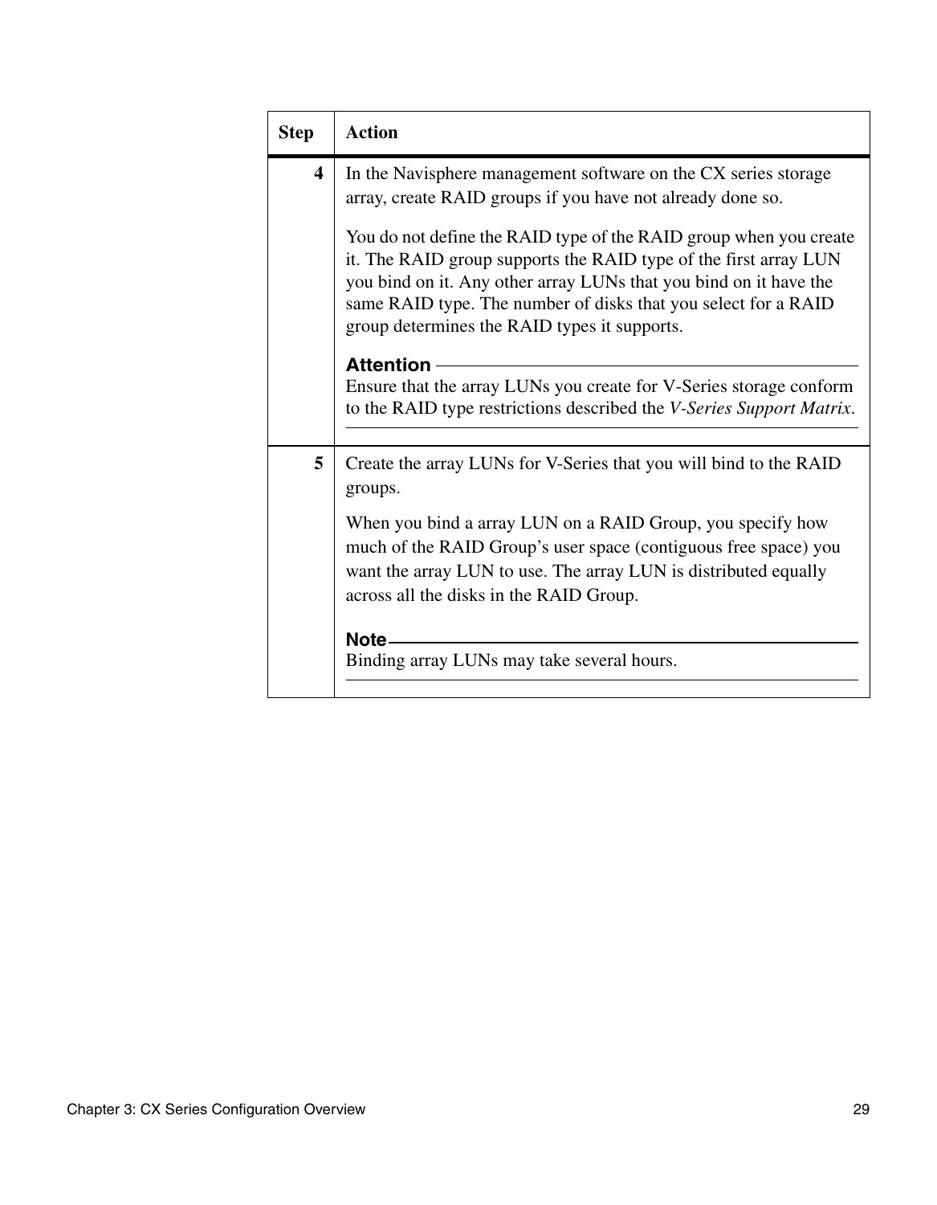| Step | Action |
|---|---|
| 4 | In the Navisphere management software on the CX series storage array, create RAID groups if you have not already done so.<br><br>You do not define the RAID type of the RAID group when you create it. The RAID group supports the RAID type of the first array LUN you bind on it. Any other array LUNs that you bind on it have the same RAID type. The number of disks that you select for a RAID group determines the RAID types it supports.<br><br>**Attention**<br>Ensure that the array LUNs you create for V-Series storage conform to the RAID type restrictions described the *V-Series Support Matrix*. |
| 5 | Create the array LUNs for V-Series that you will bind to the RAID groups.<br><br>When you bind a array LUN on a RAID Group, you specify how much of the RAID Group's user space (contiguous free space) you want the array LUN to use. The array LUN is distributed equally across all the disks in the RAID Group.<br><br>**Note**<br>Binding array LUNs may take several hours. |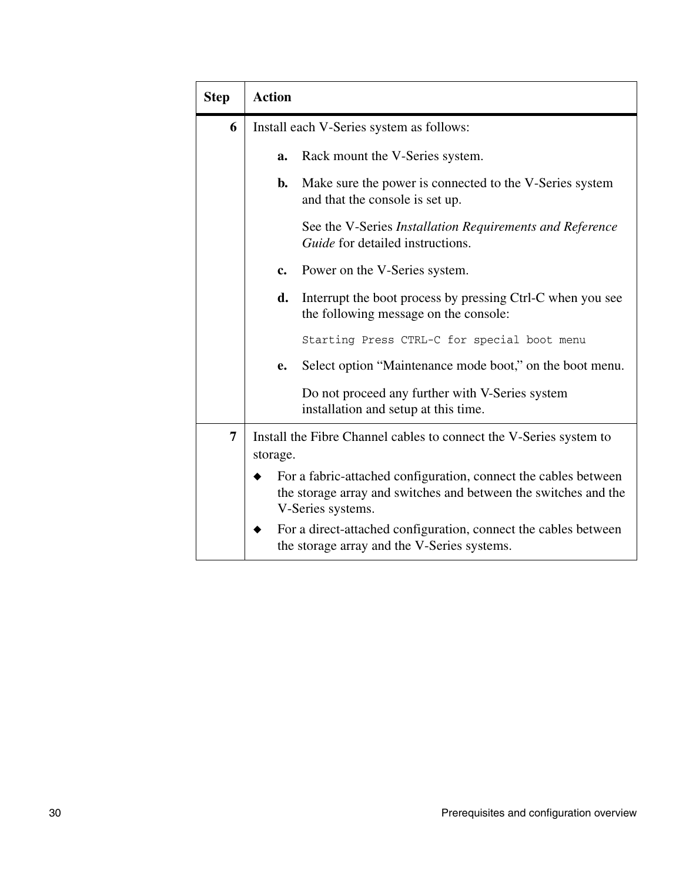| Step | Action |
|---|---|
| 6 | Install each V-Series system as follows:<br><br>**a.** Rack mount the V-Series system.<br><br>**b.** Make sure the power is connected to the V-Series system and that the console is set up.<br><br>See the V-Series *Installation Requirements and Reference Guide* for detailed instructions.<br><br>**c.** Power on the V-Series system.<br><br>**d.** Interrupt the boot process by pressing Ctrl-C when you see the following message on the console:<br><br>`Starting Press CTRL-C for special boot menu`<br><br>**e.** Select option “Maintenance mode boot,” on the boot menu.<br><br>Do not proceed any further with V-Series system installation and setup at this time. |
| 7 | Install the Fibre Channel cables to connect the V-Series system to storage.<br><br>◆ For a fabric-attached configuration, connect the cables between the storage array and switches and between the switches and the V-Series systems.<br><br>◆ For a direct-attached configuration, connect the cables between the storage array and the V-Series systems. |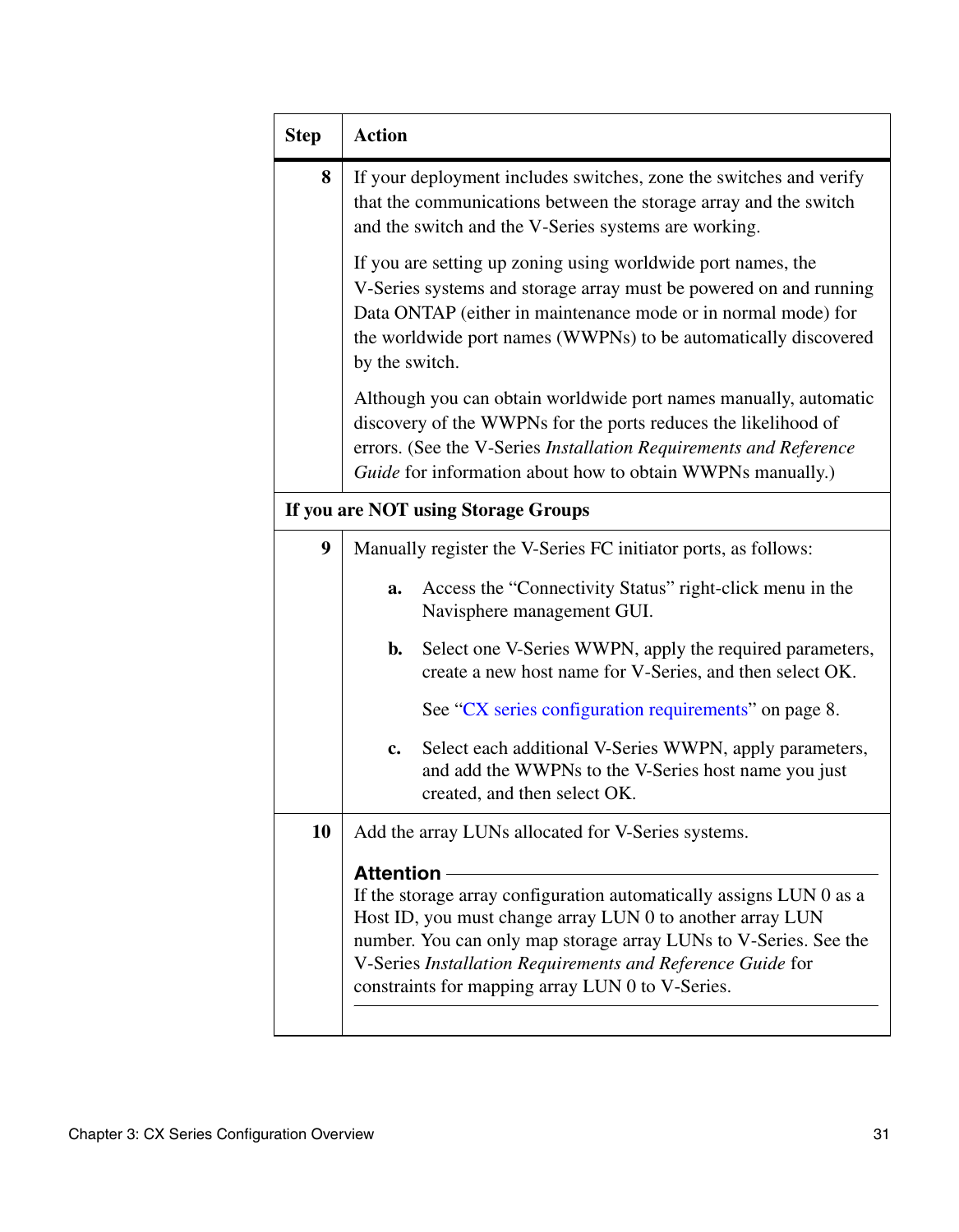| Step | Action |
| --- | --- |
| 8 | If your deployment includes switches, zone the switches and verify that the communications between the storage array and the switch and the switch and the V-Series systems are working.<br><br>If you are setting up zoning using worldwide port names, the V-Series systems and storage array must be powered on and running Data ONTAP (either in maintenance mode or in normal mode) for the worldwide port names (WWPNs) to be automatically discovered by the switch.<br><br>Although you can obtain worldwide port names manually, automatic discovery of the WWPNs for the ports reduces the likelihood of errors. (See the V-Series *Installation Requirements and Reference Guide* for information about how to obtain WWPNs manually.) |
| **If you are NOT using Storage Groups** | |
| 9 | Manually register the V-Series FC initiator ports, as follows:<br><br>**a.** Access the “Connectivity Status” right-click menu in the Navisphere management GUI.<br><br>**b.** Select one V-Series WWPN, apply the required parameters, create a new host name for V-Series, and then select OK.<br><br>See “CX series configuration requirements” on page 8.<br><br>**c.** Select each additional V-Series WWPN, apply parameters, and add the WWPNs to the V-Series host name you just created, and then select OK. |
| 10 | Add the array LUNs allocated for V-Series systems.<br><br>**Attention**<br>If the storage array configuration automatically assigns LUN 0 as a Host ID, you must change array LUN 0 to another array LUN number. You can only map storage array LUNs to V-Series. See the V-Series *Installation Requirements and Reference Guide* for constraints for mapping array LUN 0 to V-Series. |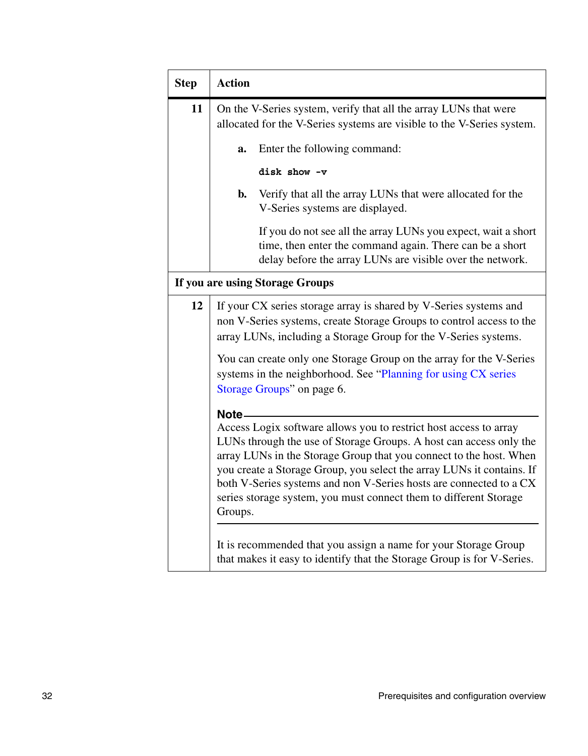| Step | Action |
| --- | --- |
| 11 | On the V-Series system, verify that all the array LUNs that were allocated for the V-Series systems are visible to the V-Series system.<br><br>**a.** Enter the following command:<br><br>`disk show -v`<br><br>**b.** Verify that all the array LUNs that were allocated for the V-Series systems are displayed.<br><br>If you do not see all the array LUNs you expect, wait a short time, then enter the command again. There can be a short delay before the array LUNs are visible over the network. |
| **If you are using Storage Groups** | |
| 12 | If your CX series storage array is shared by V-Series systems and non V-Series systems, create Storage Groups to control access to the array LUNs, including a Storage Group for the V-Series systems.<br><br>You can create only one Storage Group on the array for the V-Series systems in the neighborhood. See "Planning for using CX series Storage Groups" on page 6.<br><br>**Note**<br>Access Logix software allows you to restrict host access to array LUNs through the use of Storage Groups. A host can access only the array LUNs in the Storage Group that you connect to the host. When you create a Storage Group, you select the array LUNs it contains. If both V-Series systems and non V-Series hosts are connected to a CX series storage system, you must connect them to different Storage Groups.<br><br>It is recommended that you assign a name for your Storage Group that makes it easy to identify that the Storage Group is for V-Series. |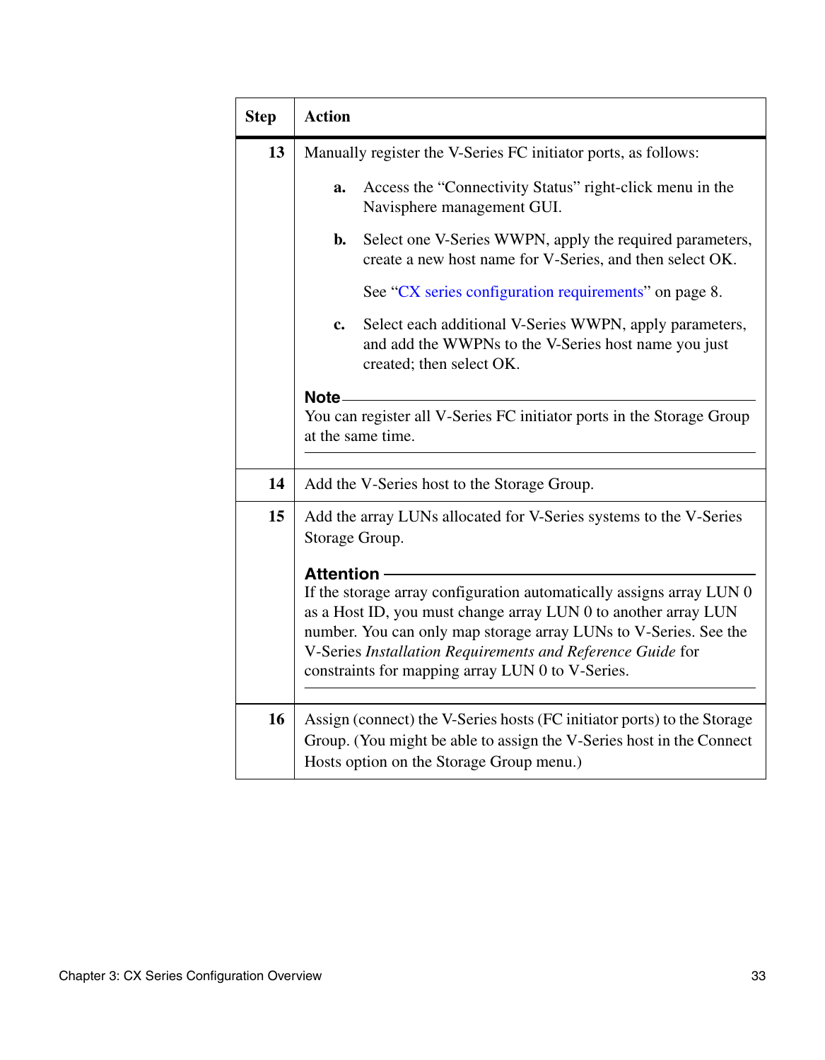| Step | Action |
|---|---|
| **13** | Manually register the V-Series FC initiator ports, as follows:<br><br>**a.** Access the “Connectivity Status” right-click menu in the Navisphere management GUI.<br><br>**b.** Select one V-Series WWPN, apply the required parameters, create a new host name for V-Series, and then select OK.<br><br>See “CX series configuration requirements” on page 8.<br><br>**c.** Select each additional V-Series WWPN, apply parameters, and add the WWPNs to the V-Series host name you just created; then select OK.<br><br>**Note**<br>You can register all V-Series FC initiator ports in the Storage Group at the same time. |
| **14** | Add the V-Series host to the Storage Group. |
| **15** | Add the array LUNs allocated for V-Series systems to the V-Series Storage Group.<br><br>**Attention**<br>If the storage array configuration automatically assigns array LUN 0 as a Host ID, you must change array LUN 0 to another array LUN number. You can only map storage array LUNs to V-Series. See the V-Series *Installation Requirements and Reference Guide* for constraints for mapping array LUN 0 to V-Series. |
| **16** | Assign (connect) the V-Series hosts (FC initiator ports) to the Storage Group. (You might be able to assign the V-Series host in the Connect Hosts option on the Storage Group menu.) |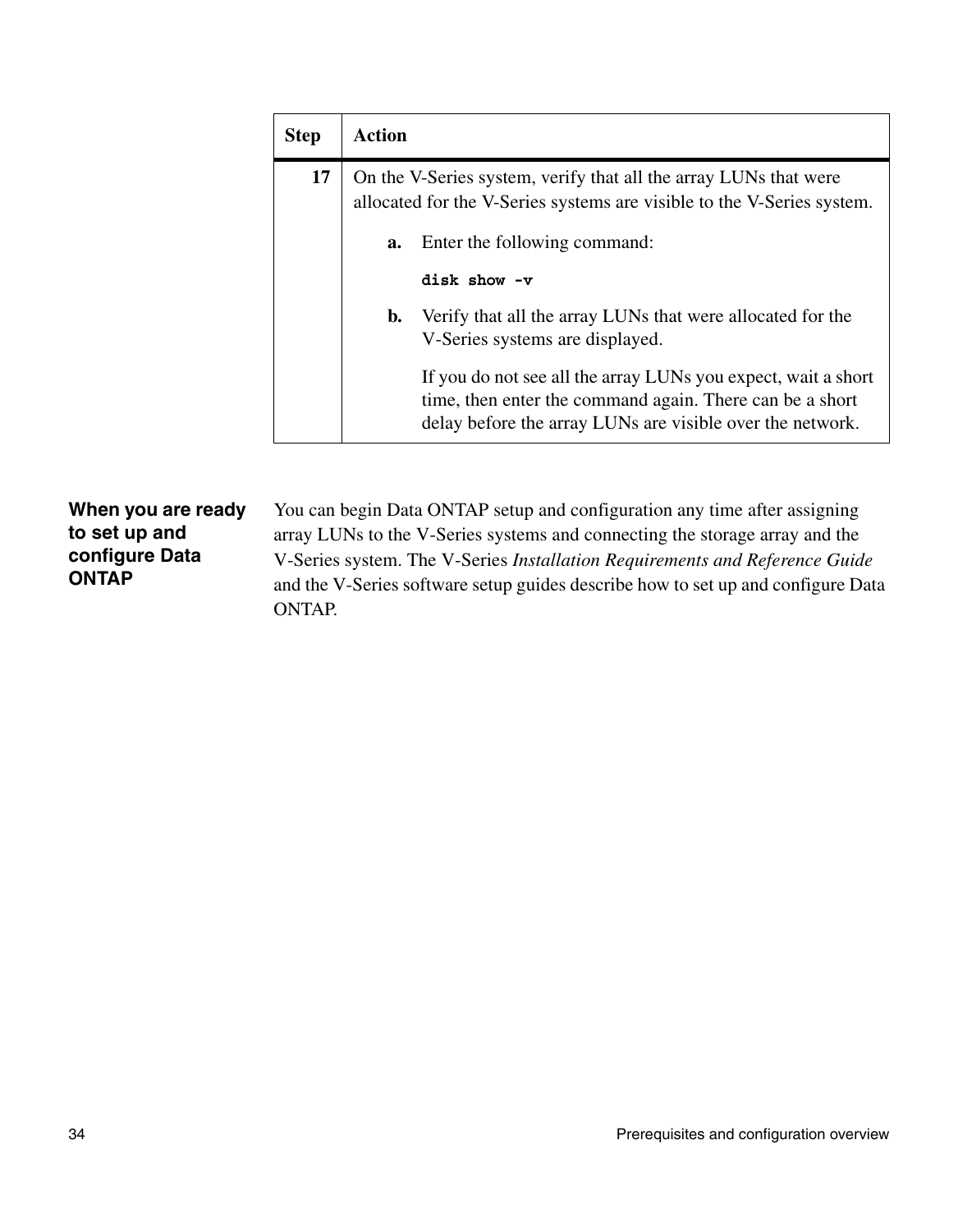| Step | Action |
|---|---|
| 17 | On the V-Series system, verify that all the array LUNs that were allocated for the V-Series systems are visible to the V-Series system.<br><br>**a.** Enter the following command:<br><br>`disk show -v`<br><br>**b.** Verify that all the array LUNs that were allocated for the V-Series systems are displayed.<br><br>If you do not see all the array LUNs you expect, wait a short time, then enter the command again. There can be a short delay before the array LUNs are visible over the network. |

### When you are ready to set up and configure Data ONTAP

You can begin Data ONTAP setup and configuration any time after assigning array LUNs to the V-Series systems and connecting the storage array and the V-Series system. The V-Series *Installation Requirements and Reference Guide* and the V-Series software setup guides describe how to set up and configure Data ONTAP.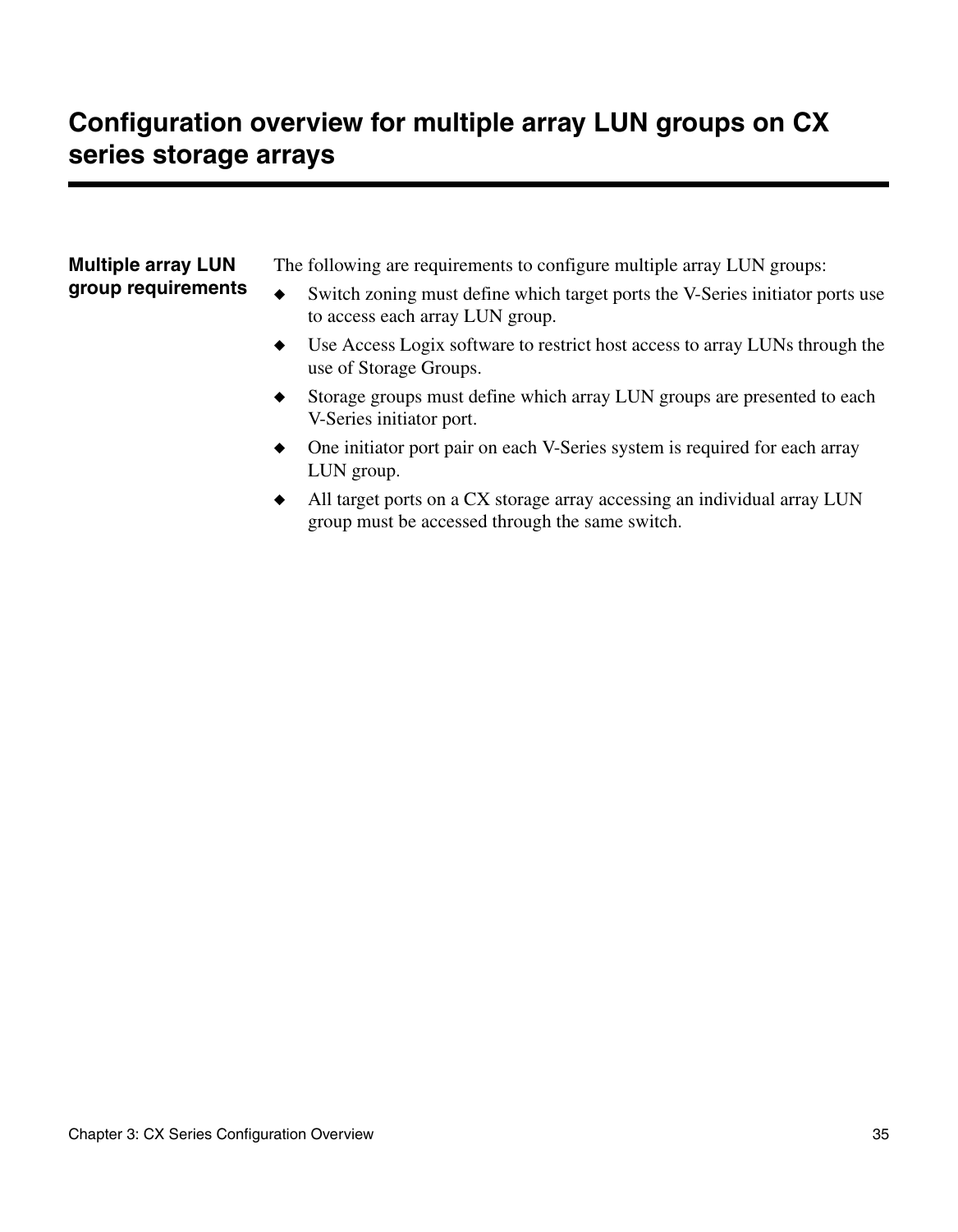# Configuration overview for multiple array LUN groups on CX series storage arrays

### Multiple array LUN group requirements

The following are requirements to configure multiple array LUN groups:

- Switch zoning must define which target ports the V-Series initiator ports use to access each array LUN group.
- Use Access Logix software to restrict host access to array LUNs through the use of Storage Groups.
- Storage groups must define which array LUN groups are presented to each V-Series initiator port.
- One initiator port pair on each V-Series system is required for each array LUN group.
- All target ports on a CX storage array accessing an individual array LUN group must be accessed through the same switch.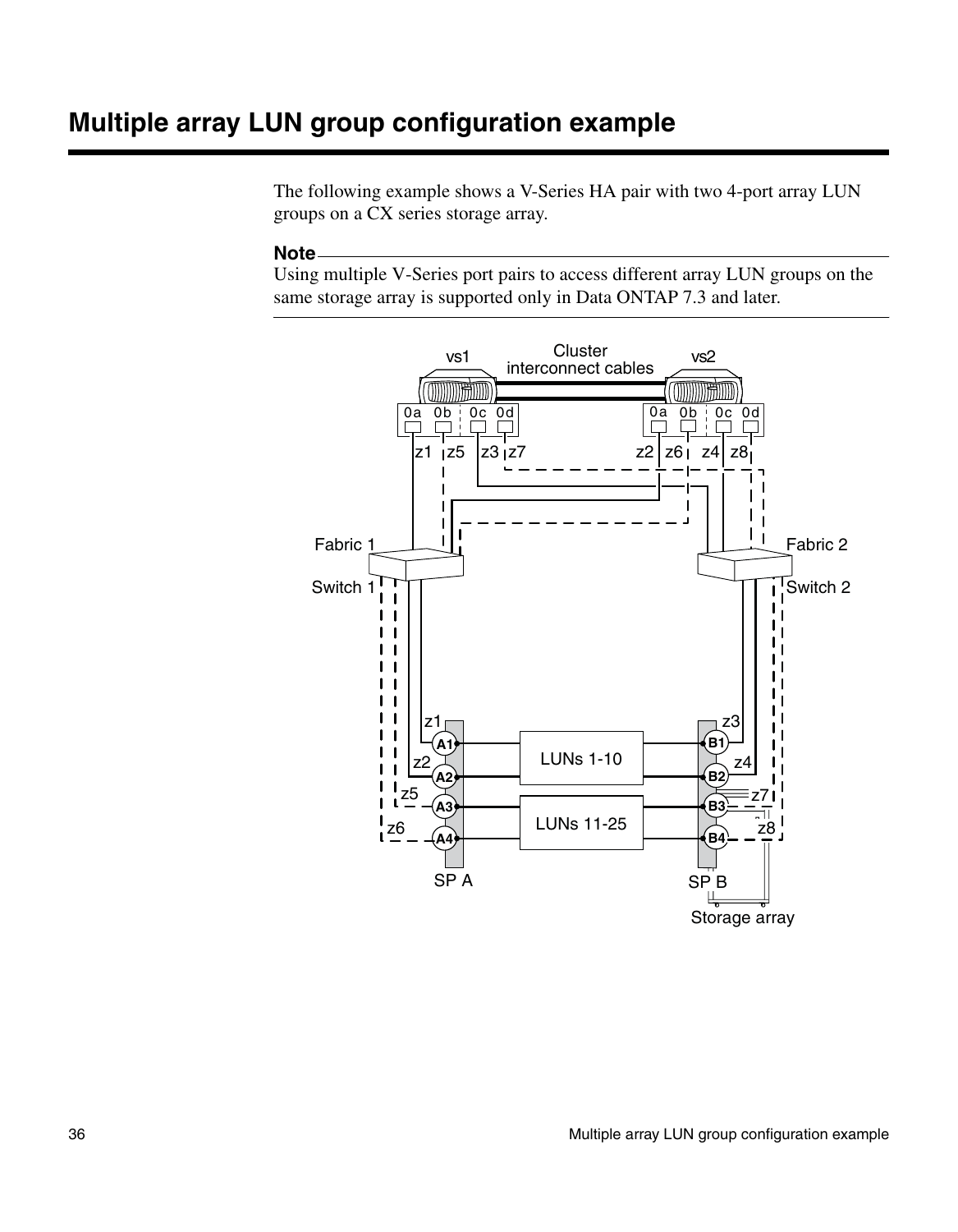# Multiple array LUN group configuration example

The following example shows a V-Series HA pair with two 4-port array LUN groups on a CX series storage array.

**Note**

Using multiple V-Series port pairs to access different array LUN groups on the same storage array is supported only in Data ONTAP 7.3 and later.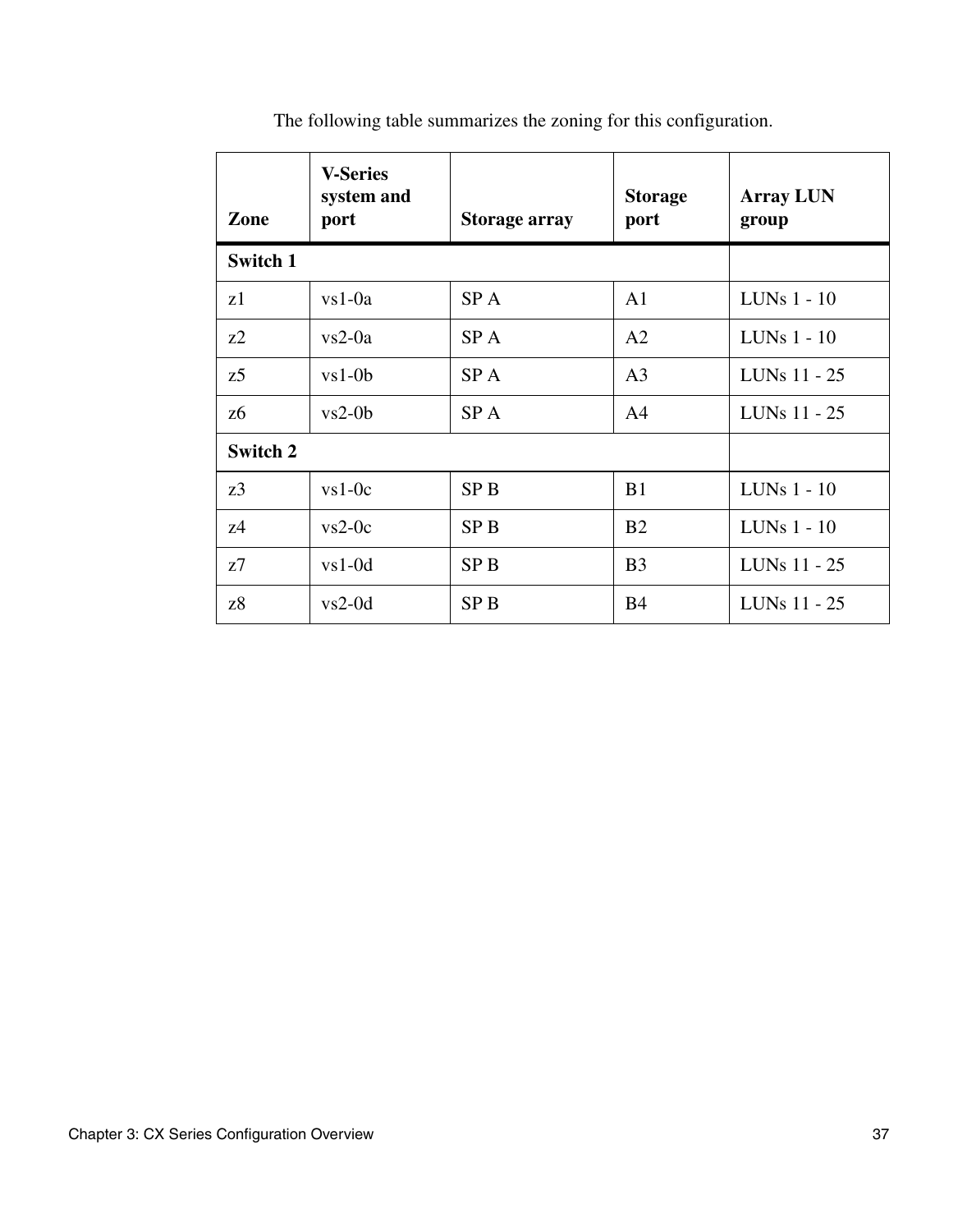The following table summarizes the zoning for this configuration.

| Zone | V-Series system and port | Storage array | Storage port | Array LUN group |
|---|---|---|---|---|
| **Switch 1** | | | | |
| z1 | vs1-0a | SP A | A1 | LUNs 1 - 10 |
| z2 | vs2-0a | SP A | A2 | LUNs 1 - 10 |
| z5 | vs1-0b | SP A | A3 | LUNs 11 - 25 |
| z6 | vs2-0b | SP A | A4 | LUNs 11 - 25 |
| **Switch 2** | | | | |
| z3 | vs1-0c | SP B | B1 | LUNs 1 - 10 |
| z4 | vs2-0c | SP B | B2 | LUNs 1 - 10 |
| z7 | vs1-0d | SP B | B3 | LUNs 11 - 25 |
| z8 | vs2-0d | SP B | B4 | LUNs 11 - 25 |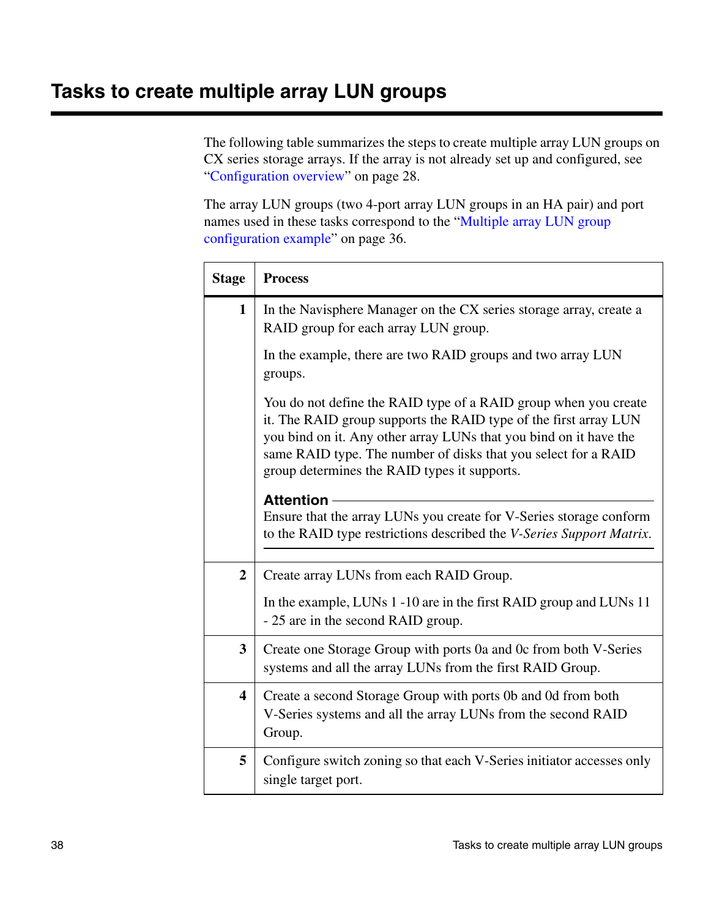# Tasks to create multiple array LUN groups

The following table summarizes the steps to create multiple array LUN groups on CX series storage arrays. If the array is not already set up and configured, see "Configuration overview" on page 28.

The array LUN groups (two 4-port array LUN groups in an HA pair) and port names used in these tasks correspond to the "Multiple array LUN group configuration example" on page 36.

| Stage | Process |
|---|---|
| 1 | In the Navisphere Manager on the CX series storage array, create a RAID group for each array LUN group.<br><br>In the example, there are two RAID groups and two array LUN groups.<br><br>You do not define the RAID type of a RAID group when you create it. The RAID group supports the RAID type of the first array LUN you bind on it. Any other array LUNs that you bind on it have the same RAID type. The number of disks that you select for a RAID group determines the RAID types it supports.<br><br>**Attention**<br>Ensure that the array LUNs you create for V-Series storage conform to the RAID type restrictions described the *V-Series Support Matrix*. |
| 2 | Create array LUNs from each RAID Group.<br><br>In the example, LUNs 1 -10 are in the first RAID group and LUNs 11 - 25 are in the second RAID group. |
| 3 | Create one Storage Group with ports 0a and 0c from both V-Series systems and all the array LUNs from the first RAID Group. |
| 4 | Create a second Storage Group with ports 0b and 0d from both V-Series systems and all the array LUNs from the second RAID Group. |
| 5 | Configure switch zoning so that each V-Series initiator accesses only single target port. |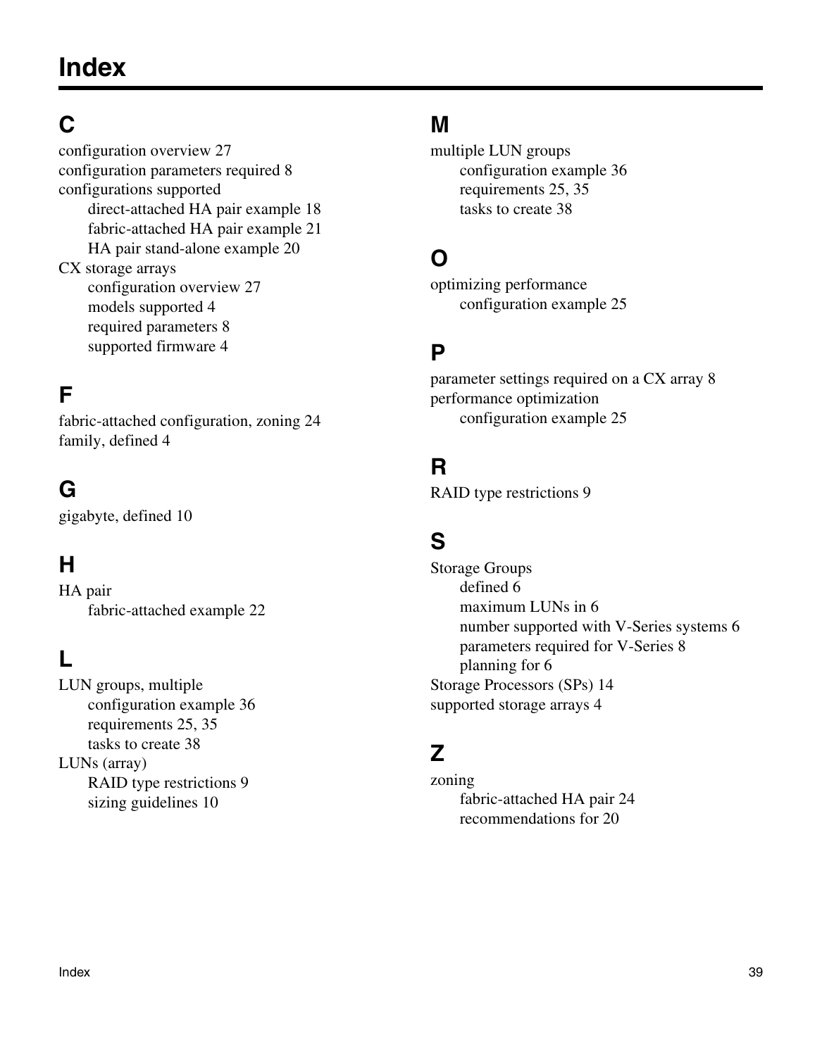# Index

## C

configuration overview 27
configuration parameters required 8
configurations supported
- direct-attached HA pair example 18
- fabric-attached HA pair example 21
- HA pair stand-alone example 20

CX storage arrays
- configuration overview 27
- models supported 4
- required parameters 8
- supported firmware 4

## F

fabric-attached configuration, zoning 24
family, defined 4

## G

gigabyte, defined 10

## H

HA pair
- fabric-attached example 22

## L

LUN groups, multiple
- configuration example 36
- requirements 25, 35
- tasks to create 38

LUNs (array)
- RAID type restrictions 9
- sizing guidelines 10

## M

multiple LUN groups
- configuration example 36
- requirements 25, 35
- tasks to create 38

## O

optimizing performance
- configuration example 25

## P

parameter settings required on a CX array 8
performance optimization
- configuration example 25

## R

RAID type restrictions 9

## S

Storage Groups
- defined 6
- maximum LUNs in 6
- number supported with V-Series systems 6
- parameters required for V-Series 8
- planning for 6

Storage Processors (SPs) 14
supported storage arrays 4

## Z

zoning
- fabric-attached HA pair 24
- recommendations for 20